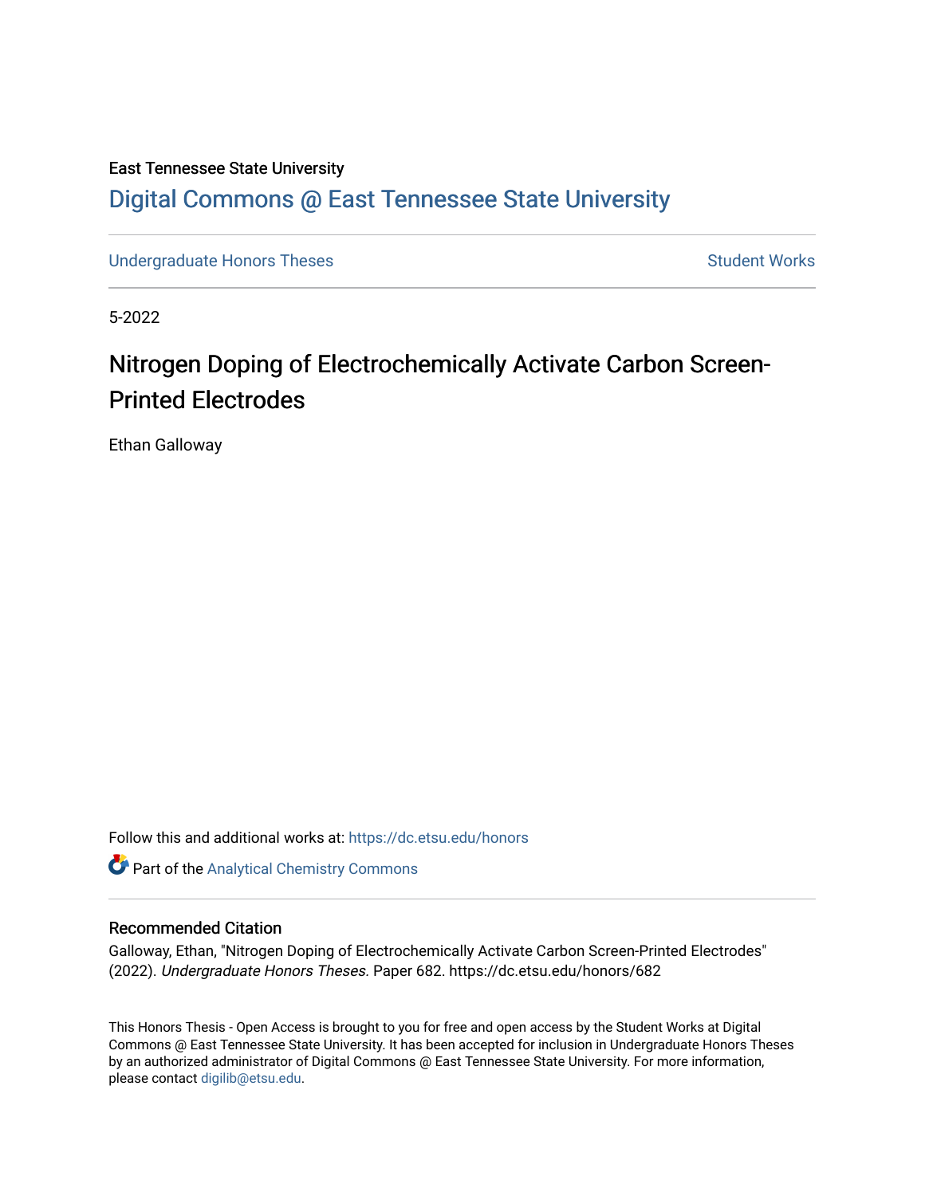East Tennessee State University

# Digital Commons @ East Tennessee State University

Undergraduate Honors Theses | Student Works

5-2022

# Nitrogen Doping of Electrochemically Activate Carbon Screen-Printed Electrodes

Ethan Galloway

Follow this and additional works at: https://dc.etsu.edu/honors

Part of the Analytical Chemistry Commons

## Recommended Citation

Galloway, Ethan, "Nitrogen Doping of Electrochemically Activate Carbon Screen-Printed Electrodes" (2022). *Undergraduate Honors Theses.* Paper 682. https://dc.etsu.edu/honors/682

This Honors Thesis - Open Access is brought to you for free and open access by the Student Works at Digital Commons @ East Tennessee State University. It has been accepted for inclusion in Undergraduate Honors Theses by an authorized administrator of Digital Commons @ East Tennessee State University. For more information, please contact digilib@etsu.edu.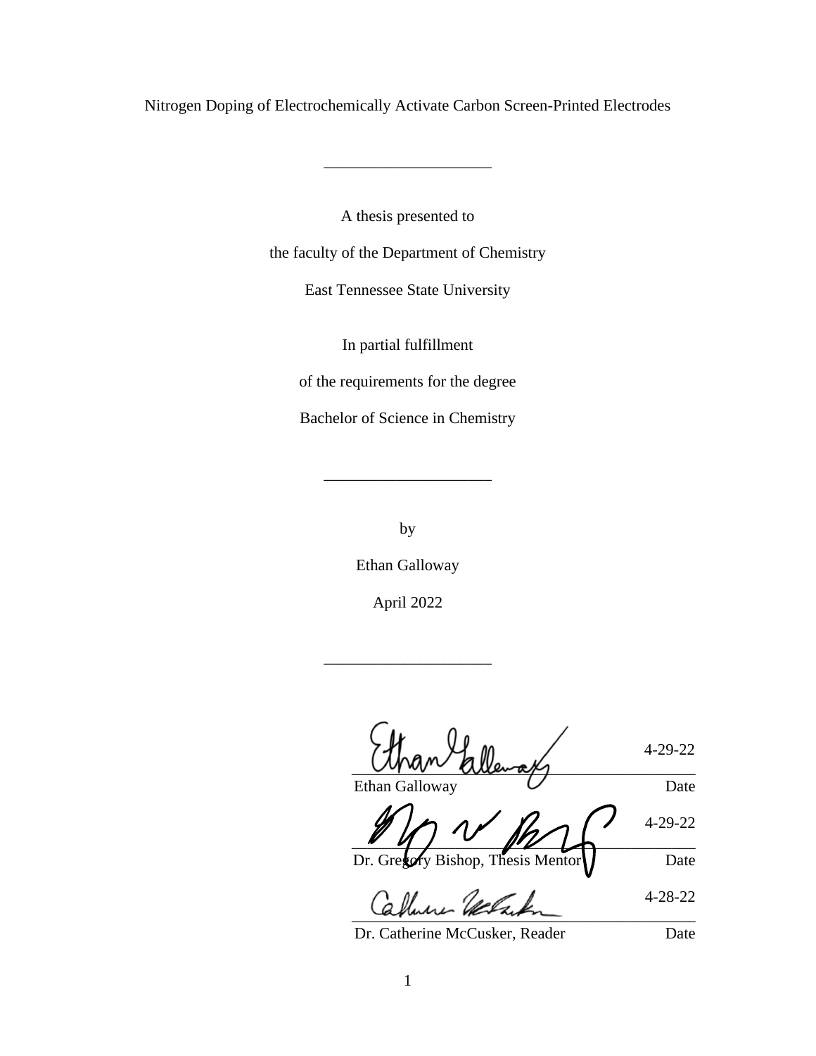# Nitrogen Doping of Electrochemically Activate Carbon Screen-Printed Electrodes

---

A thesis presented to

the faculty of the Department of Chemistry

East Tennessee State University

In partial fulfillment

of the requirements for the degree

Bachelor of Science in Chemistry

---

by

Ethan Galloway

April 2022

---

| | |
|---|---|
| Ethan Galloway | 4-29-22 |
| Dr. Gregory Bishop, Thesis Mentor | 4-29-22 |
| Dr. Catherine McCusker, Reader | 4-28-22 |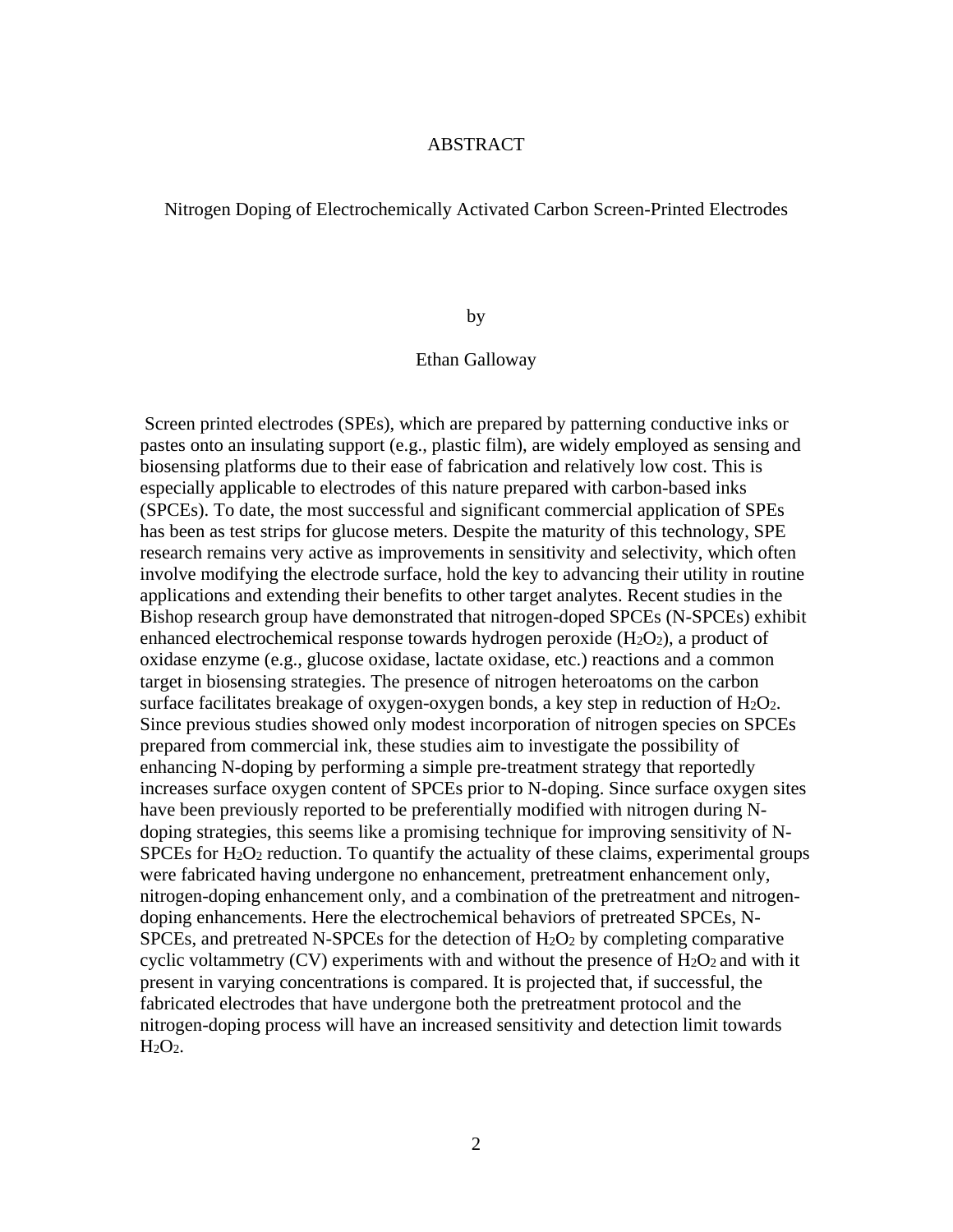# ABSTRACT

## Nitrogen Doping of Electrochemically Activated Carbon Screen-Printed Electrodes

by

Ethan Galloway

Screen printed electrodes (SPEs), which are prepared by patterning conductive inks or pastes onto an insulating support (e.g., plastic film), are widely employed as sensing and biosensing platforms due to their ease of fabrication and relatively low cost. This is especially applicable to electrodes of this nature prepared with carbon-based inks (SPCEs). To date, the most successful and significant commercial application of SPEs has been as test strips for glucose meters. Despite the maturity of this technology, SPE research remains very active as improvements in sensitivity and selectivity, which often involve modifying the electrode surface, hold the key to advancing their utility in routine applications and extending their benefits to other target analytes. Recent studies in the Bishop research group have demonstrated that nitrogen-doped SPCEs (N-SPCEs) exhibit enhanced electrochemical response towards hydrogen peroxide ($H_2O_2$), a product of oxidase enzyme (e.g., glucose oxidase, lactate oxidase, etc.) reactions and a common target in biosensing strategies. The presence of nitrogen heteroatoms on the carbon surface facilitates breakage of oxygen-oxygen bonds, a key step in reduction of $H_2O_2$. Since previous studies showed only modest incorporation of nitrogen species on SPCEs prepared from commercial ink, these studies aim to investigate the possibility of enhancing N-doping by performing a simple pre-treatment strategy that reportedly increases surface oxygen content of SPCEs prior to N-doping. Since surface oxygen sites have been previously reported to be preferentially modified with nitrogen during N-doping strategies, this seems like a promising technique for improving sensitivity of N-SPCEs for $H_2O_2$ reduction. To quantify the actuality of these claims, experimental groups were fabricated having undergone no enhancement, pretreatment enhancement only, nitrogen-doping enhancement only, and a combination of the pretreatment and nitrogen-doping enhancements. Here the electrochemical behaviors of pretreated SPCEs, N-SPCEs, and pretreated N-SPCEs for the detection of $H_2O_2$ by completing comparative cyclic voltammetry (CV) experiments with and without the presence of $H_2O_2$ and with it present in varying concentrations is compared. It is projected that, if successful, the fabricated electrodes that have undergone both the pretreatment protocol and the nitrogen-doping process will have an increased sensitivity and detection limit towards $H_2O_2$.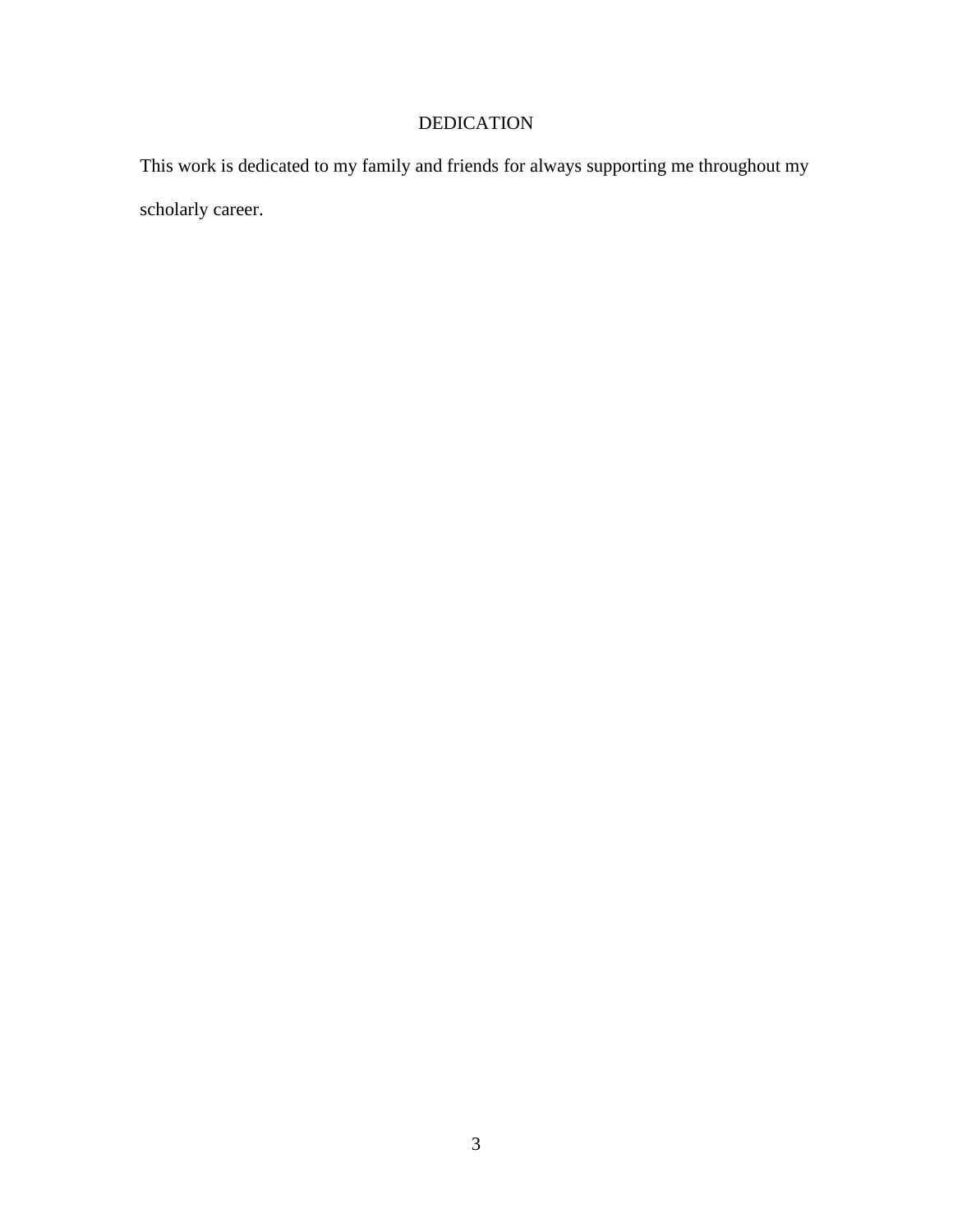# DEDICATION

This work is dedicated to my family and friends for always supporting me throughout my scholarly career.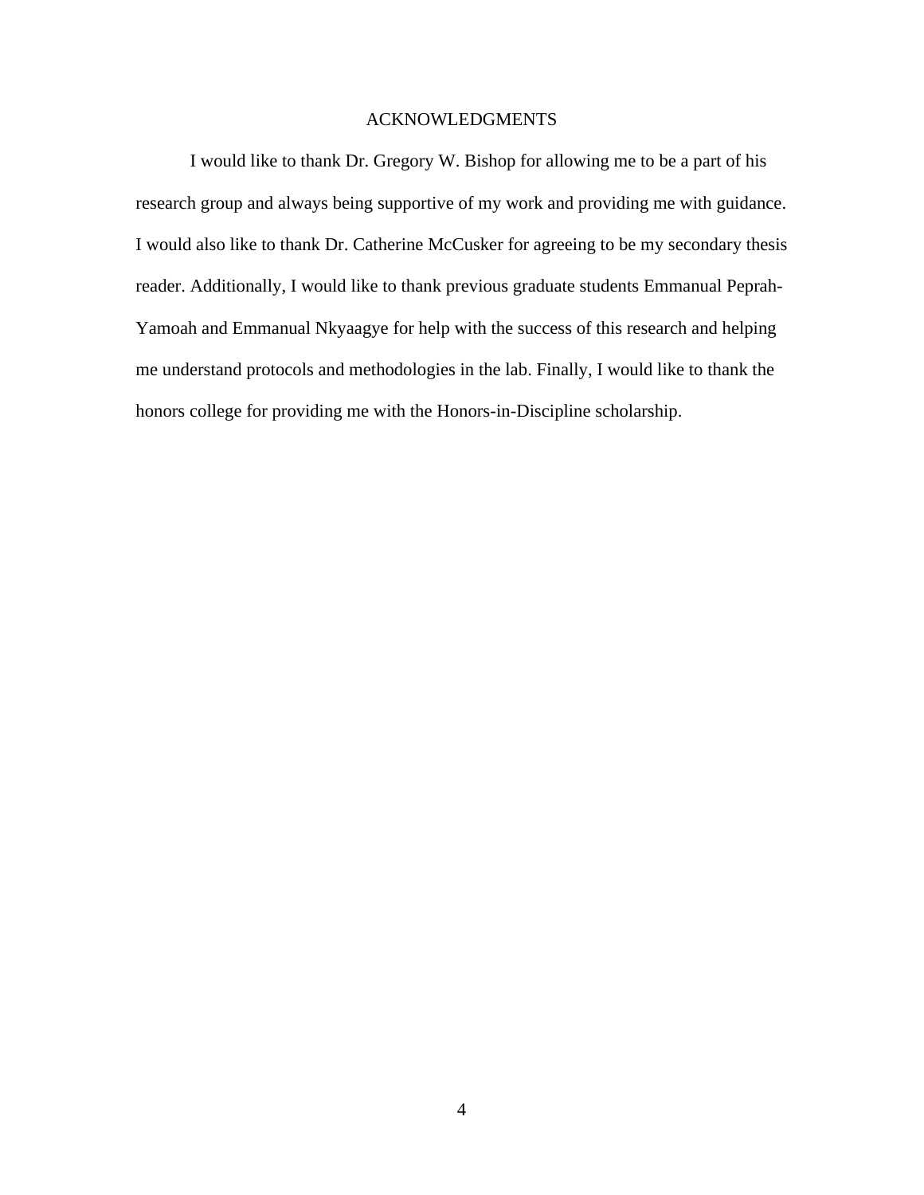# ACKNOWLEDGMENTS

I would like to thank Dr. Gregory W. Bishop for allowing me to be a part of his research group and always being supportive of my work and providing me with guidance. I would also like to thank Dr. Catherine McCusker for agreeing to be my secondary thesis reader. Additionally, I would like to thank previous graduate students Emmanual Peprah-Yamoah and Emmanual Nkyaagye for help with the success of this research and helping me understand protocols and methodologies in the lab. Finally, I would like to thank the honors college for providing me with the Honors-in-Discipline scholarship.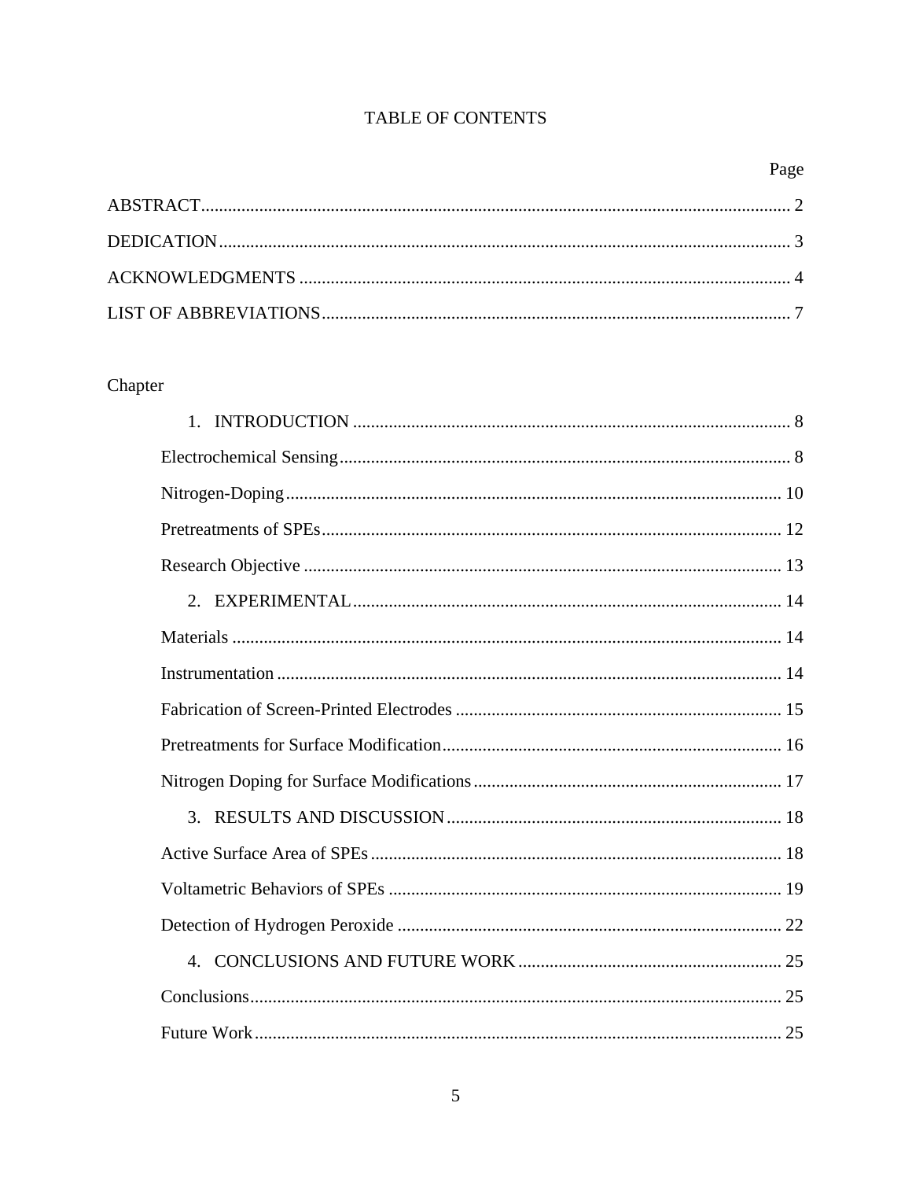# TABLE OF CONTENTS

| | Page |
|---|---|
| ABSTRACT | 2 |
| DEDICATION | 3 |
| ACKNOWLEDGMENTS | 4 |
| LIST OF ABBREVIATIONS | 7 |

Chapter

| | |
|---|---|
| 1. INTRODUCTION | 8 |
| Electrochemical Sensing | 8 |
| Nitrogen-Doping | 10 |
| Pretreatments of SPEs | 12 |
| Research Objective | 13 |
| 2. EXPERIMENTAL | 14 |
| Materials | 14 |
| Instrumentation | 14 |
| Fabrication of Screen-Printed Electrodes | 15 |
| Pretreatments for Surface Modification | 16 |
| Nitrogen Doping for Surface Modifications | 17 |
| 3. RESULTS AND DISCUSSION | 18 |
| Active Surface Area of SPEs | 18 |
| Voltametric Behaviors of SPEs | 19 |
| Detection of Hydrogen Peroxide | 22 |
| 4. CONCLUSIONS AND FUTURE WORK | 25 |
| Conclusions | 25 |
| Future Work | 25 |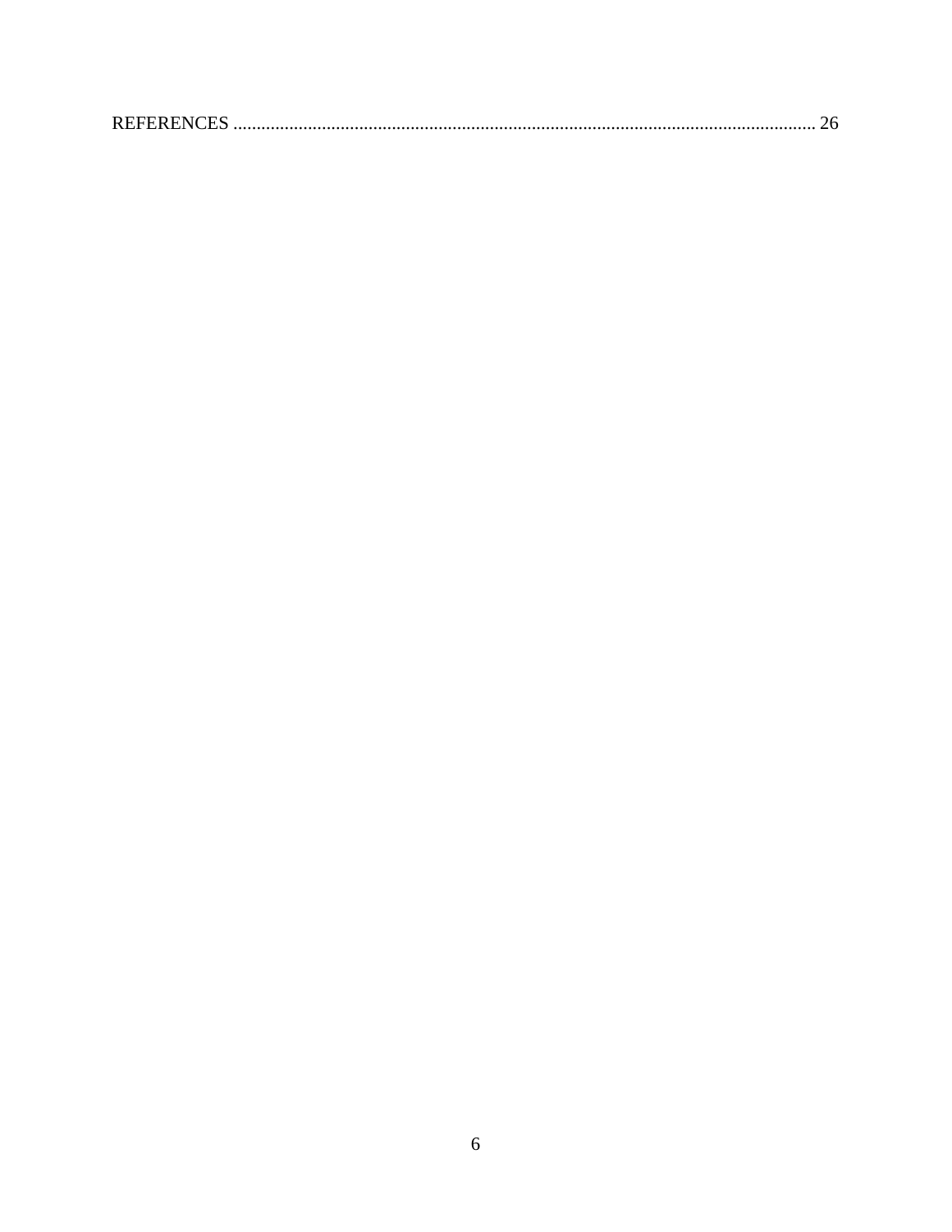REFERENCES ............................................................................................................................. 26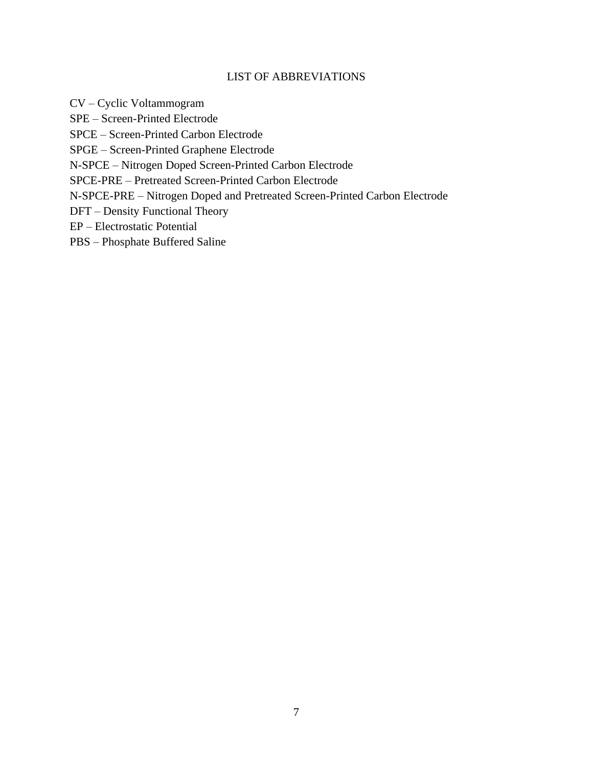# LIST OF ABBREVIATIONS

CV – Cyclic Voltammogram

SPE – Screen-Printed Electrode

SPCE – Screen-Printed Carbon Electrode

SPGE – Screen-Printed Graphene Electrode

N-SPCE – Nitrogen Doped Screen-Printed Carbon Electrode

SPCE-PRE – Pretreated Screen-Printed Carbon Electrode

N-SPCE-PRE – Nitrogen Doped and Pretreated Screen-Printed Carbon Electrode

DFT – Density Functional Theory

EP – Electrostatic Potential

PBS – Phosphate Buffered Saline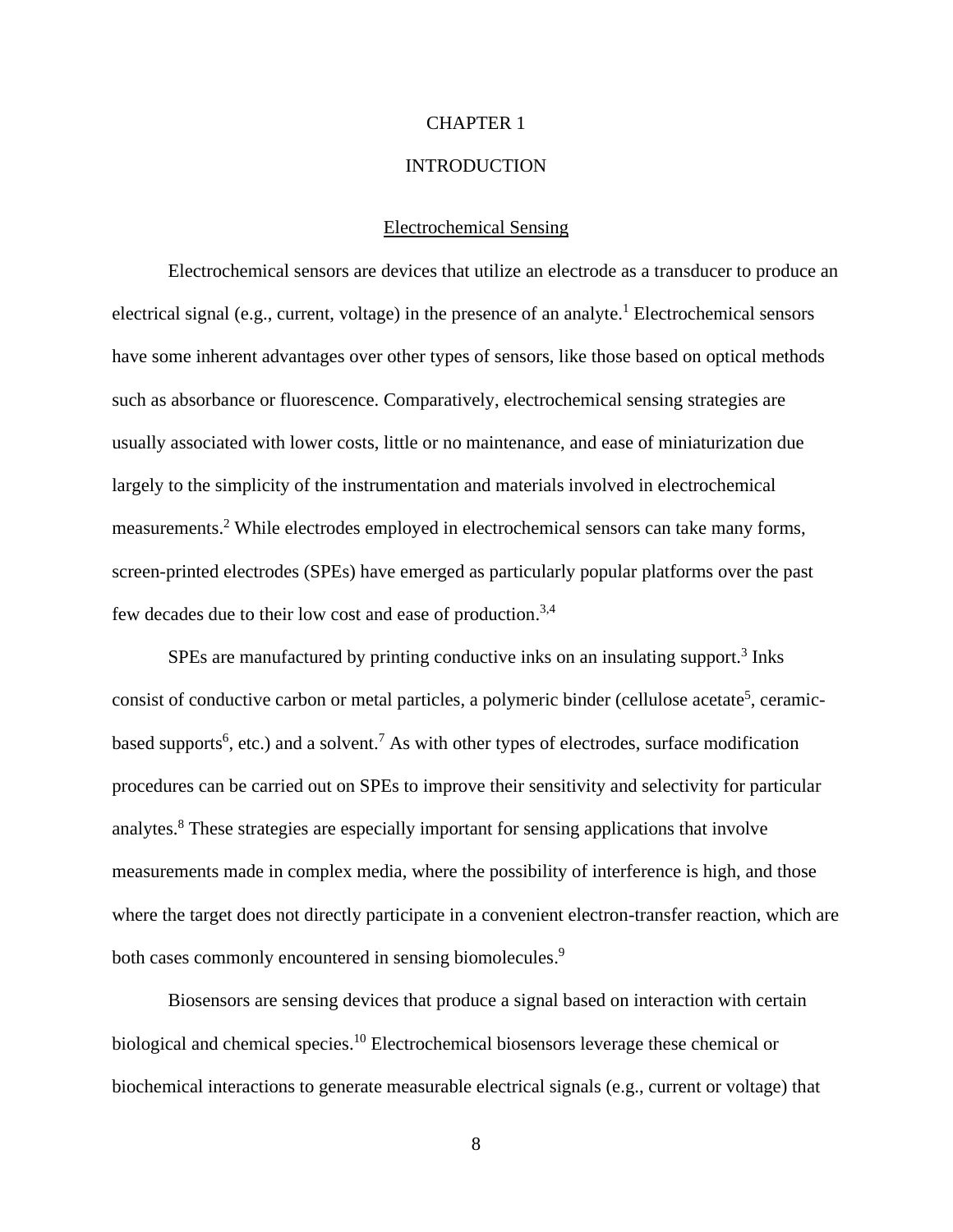# CHAPTER 1

# INTRODUCTION

## Electrochemical Sensing

Electrochemical sensors are devices that utilize an electrode as a transducer to produce an electrical signal (e.g., current, voltage) in the presence of an analyte.[1] Electrochemical sensors have some inherent advantages over other types of sensors, like those based on optical methods such as absorbance or fluorescence. Comparatively, electrochemical sensing strategies are usually associated with lower costs, little or no maintenance, and ease of miniaturization due largely to the simplicity of the instrumentation and materials involved in electrochemical measurements.[2] While electrodes employed in electrochemical sensors can take many forms, screen-printed electrodes (SPEs) have emerged as particularly popular platforms over the past few decades due to their low cost and ease of production.[3,4]

SPEs are manufactured by printing conductive inks on an insulating support.[3] Inks consist of conductive carbon or metal particles, a polymeric binder (cellulose acetate[5], ceramic-based supports[6], etc.) and a solvent.[7] As with other types of electrodes, surface modification procedures can be carried out on SPEs to improve their sensitivity and selectivity for particular analytes.[8] These strategies are especially important for sensing applications that involve measurements made in complex media, where the possibility of interference is high, and those where the target does not directly participate in a convenient electron-transfer reaction, which are both cases commonly encountered in sensing biomolecules.[9]

Biosensors are sensing devices that produce a signal based on interaction with certain biological and chemical species.[10] Electrochemical biosensors leverage these chemical or biochemical interactions to generate measurable electrical signals (e.g., current or voltage) that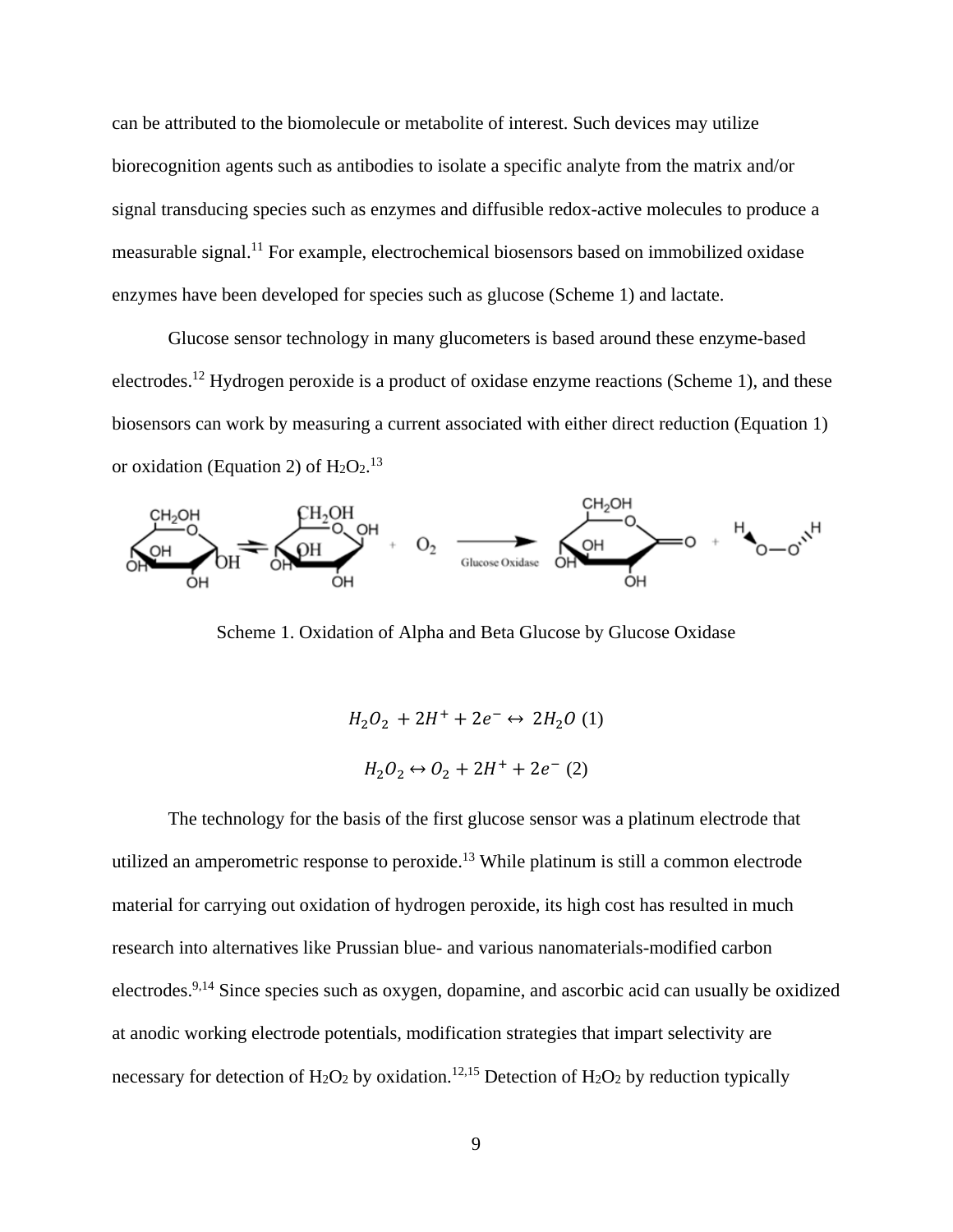can be attributed to the biomolecule or metabolite of interest. Such devices may utilize biorecognition agents such as antibodies to isolate a specific analyte from the matrix and/or signal transducing species such as enzymes and diffusible redox-active molecules to produce a measurable signal.[11] For example, electrochemical biosensors based on immobilized oxidase enzymes have been developed for species such as glucose (Scheme 1) and lactate.

Glucose sensor technology in many glucometers is based around these enzyme-based electrodes.[12] Hydrogen peroxide is a product of oxidase enzyme reactions (Scheme 1), and these biosensors can work by measuring a current associated with either direct reduction (Equation 1) or oxidation (Equation 2) of $H_2O_2$.[13]

Scheme 1. Oxidation of Alpha and Beta Glucose by Glucose Oxidase

$$H_2O_2 + 2H^+ + 2e^- \leftrightarrow 2H_2O \quad (1)$$

$$H_2O_2 \leftrightarrow O_2 + 2H^+ + 2e^- \quad (2)$$

The technology for the basis of the first glucose sensor was a platinum electrode that utilized an amperometric response to peroxide.[13] While platinum is still a common electrode material for carrying out oxidation of hydrogen peroxide, its high cost has resulted in much research into alternatives like Prussian blue- and various nanomaterials-modified carbon electrodes.[9,14] Since species such as oxygen, dopamine, and ascorbic acid can usually be oxidized at anodic working electrode potentials, modification strategies that impart selectivity are necessary for detection of $H_2O_2$ by oxidation.[12,15] Detection of $H_2O_2$ by reduction typically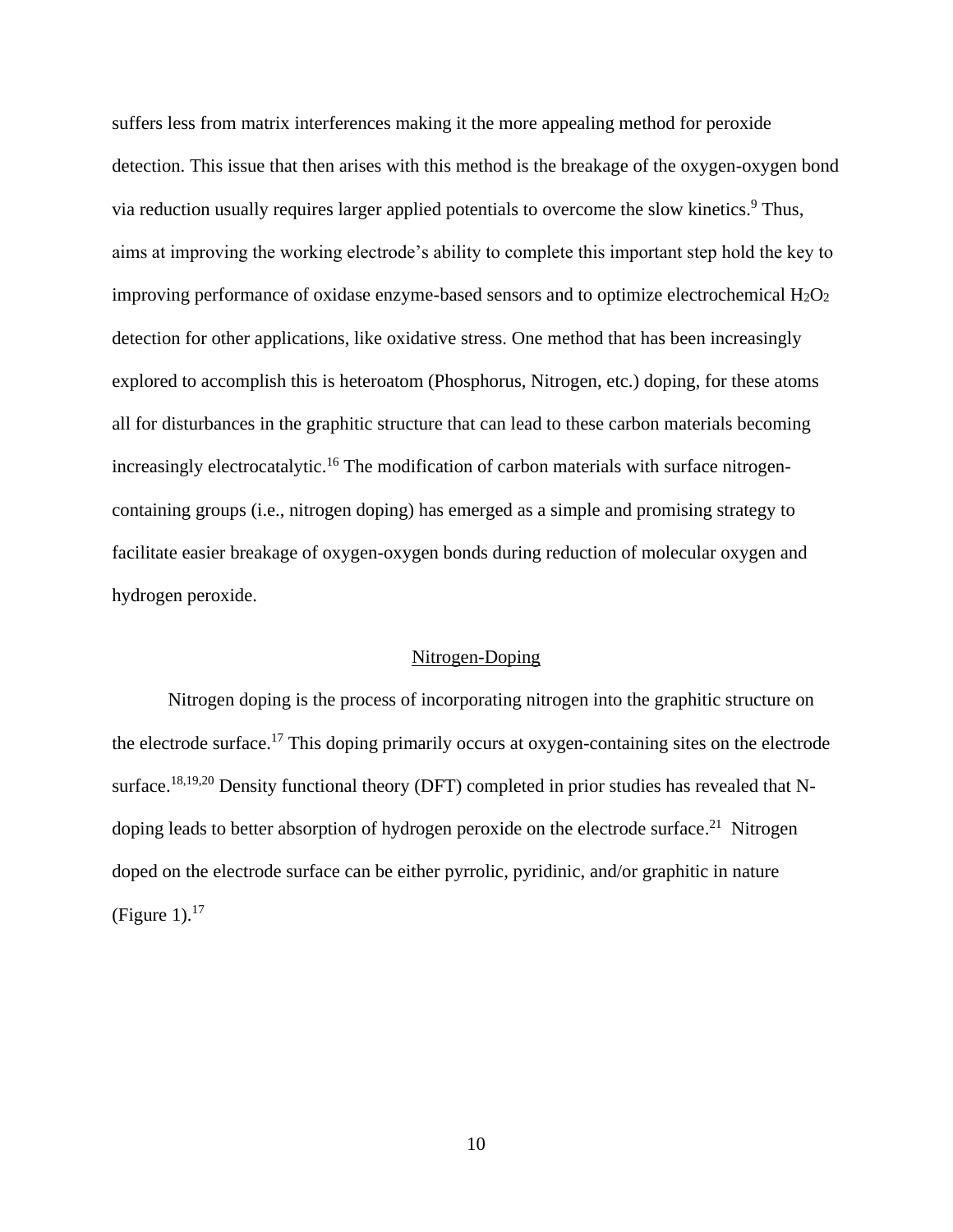suffers less from matrix interferences making it the more appealing method for peroxide detection. This issue that then arises with this method is the breakage of the oxygen-oxygen bond via reduction usually requires larger applied potentials to overcome the slow kinetics.[9] Thus, aims at improving the working electrode's ability to complete this important step hold the key to improving performance of oxidase enzyme-based sensors and to optimize electrochemical $H_2O_2$ detection for other applications, like oxidative stress. One method that has been increasingly explored to accomplish this is heteroatom (Phosphorus, Nitrogen, etc.) doping, for these atoms all for disturbances in the graphitic structure that can lead to these carbon materials becoming increasingly electrocatalytic.[16] The modification of carbon materials with surface nitrogen-containing groups (i.e., nitrogen doping) has emerged as a simple and promising strategy to facilitate easier breakage of oxygen-oxygen bonds during reduction of molecular oxygen and hydrogen peroxide.

## Nitrogen-Doping

Nitrogen doping is the process of incorporating nitrogen into the graphitic structure on the electrode surface.[17] This doping primarily occurs at oxygen-containing sites on the electrode surface.[18,19,20] Density functional theory (DFT) completed in prior studies has revealed that N-doping leads to better absorption of hydrogen peroxide on the electrode surface.[21] Nitrogen doped on the electrode surface can be either pyrrolic, pyridinic, and/or graphitic in nature (Figure 1).[17]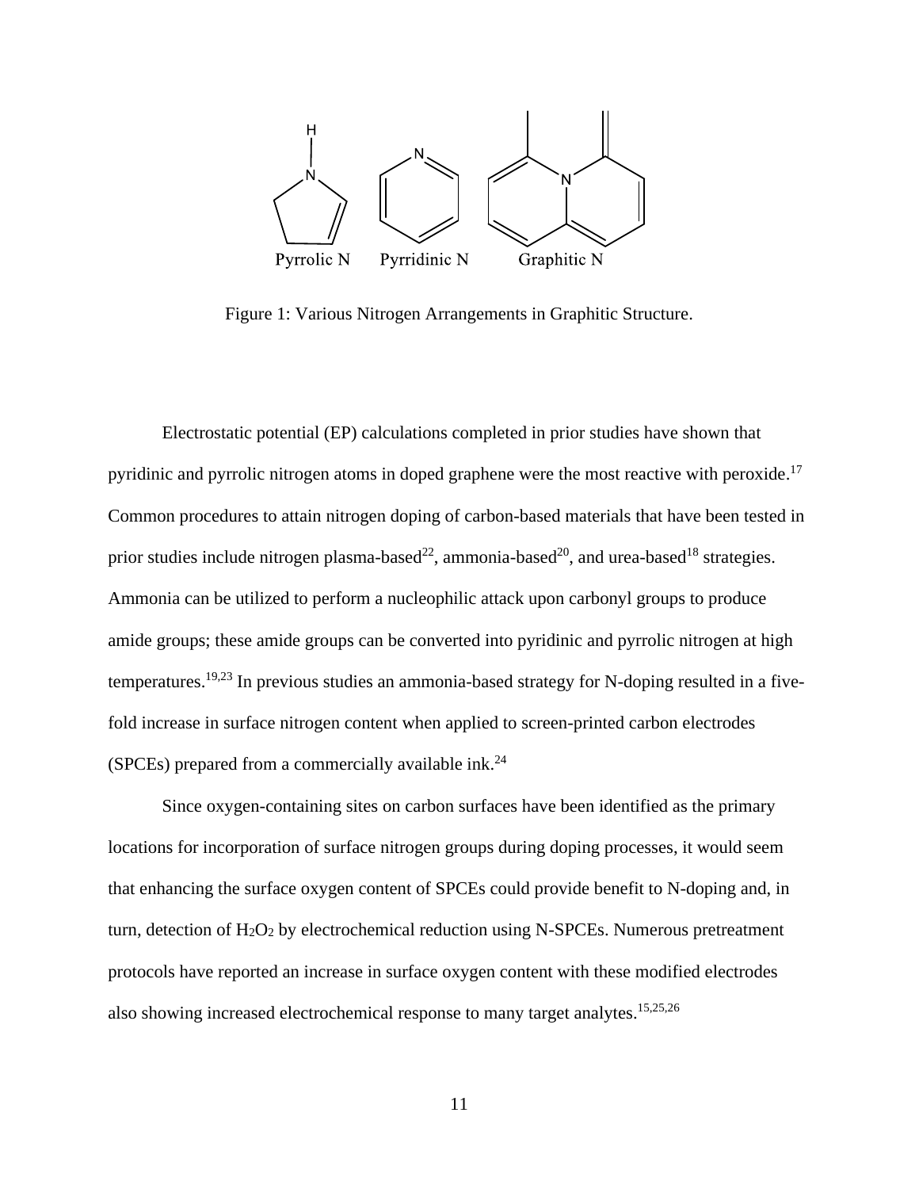Pyrrolic N Pyrridinic N Graphitic N

Figure 1: Various Nitrogen Arrangements in Graphitic Structure.

Electrostatic potential (EP) calculations completed in prior studies have shown that pyridinic and pyrrolic nitrogen atoms in doped graphene were the most reactive with peroxide.[17] Common procedures to attain nitrogen doping of carbon-based materials that have been tested in prior studies include nitrogen plasma-based[22], ammonia-based[20], and urea-based[18] strategies. Ammonia can be utilized to perform a nucleophilic attack upon carbonyl groups to produce amide groups; these amide groups can be converted into pyridinic and pyrrolic nitrogen at high temperatures.[19,23] In previous studies an ammonia-based strategy for N-doping resulted in a five-fold increase in surface nitrogen content when applied to screen-printed carbon electrodes (SPCEs) prepared from a commercially available ink.[24]

Since oxygen-containing sites on carbon surfaces have been identified as the primary locations for incorporation of surface nitrogen groups during doping processes, it would seem that enhancing the surface oxygen content of SPCEs could provide benefit to N-doping and, in turn, detection of $H_2O_2$ by electrochemical reduction using N-SPCEs. Numerous pretreatment protocols have reported an increase in surface oxygen content with these modified electrodes also showing increased electrochemical response to many target analytes.[15,25,26]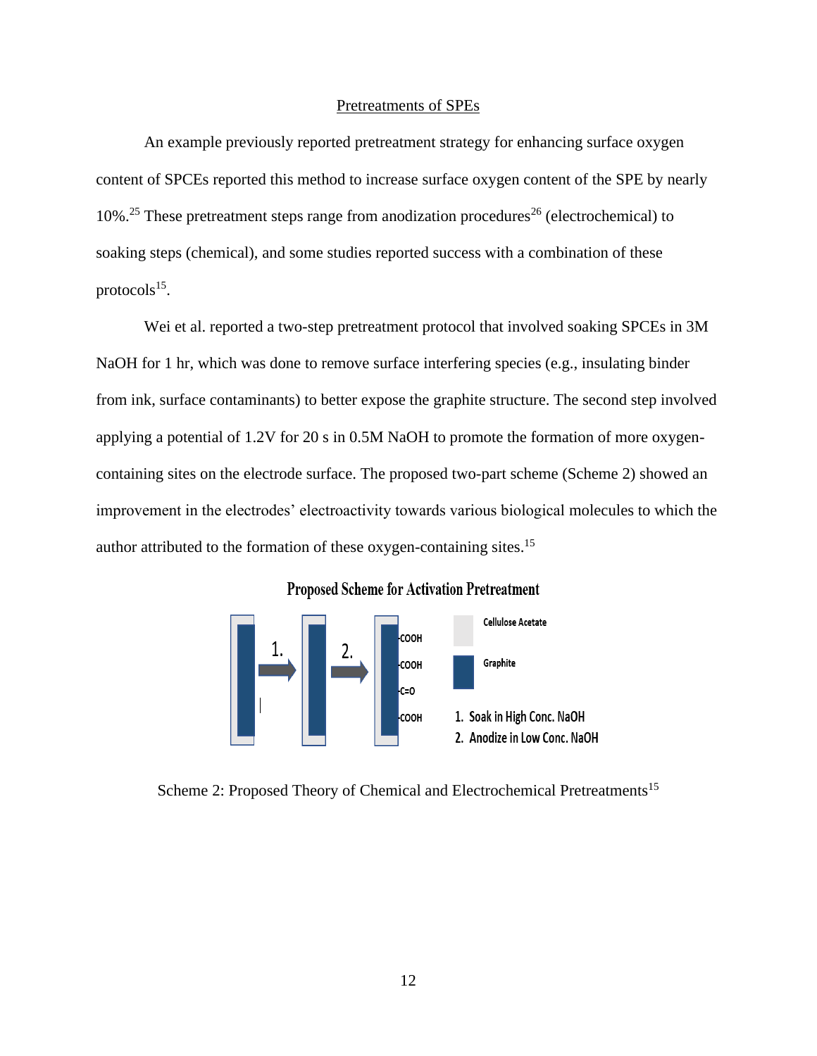## Pretreatments of SPEs

An example previously reported pretreatment strategy for enhancing surface oxygen content of SPCEs reported this method to increase surface oxygen content of the SPE by nearly 10%.[25] These pretreatment steps range from anodization procedures[26] (electrochemical) to soaking steps (chemical), and some studies reported success with a combination of these protocols[15].

Wei et al. reported a two-step pretreatment protocol that involved soaking SPCEs in 3M NaOH for 1 hr, which was done to remove surface interfering species (e.g., insulating binder from ink, surface contaminants) to better expose the graphite structure. The second step involved applying a potential of 1.2V for 20 s in 0.5M NaOH to promote the formation of more oxygen-containing sites on the electrode surface. The proposed two-part scheme (Scheme 2) showed an improvement in the electrodes' electroactivity towards various biological molecules to which the author attributed to the formation of these oxygen-containing sites.[15]

**Proposed Scheme for Activation Pretreatment**

Cellulose Acetate

Graphite

1. Soak in High Conc. NaOH
2. Anodize in Low Conc. NaOH

Scheme 2: Proposed Theory of Chemical and Electrochemical Pretreatments[15]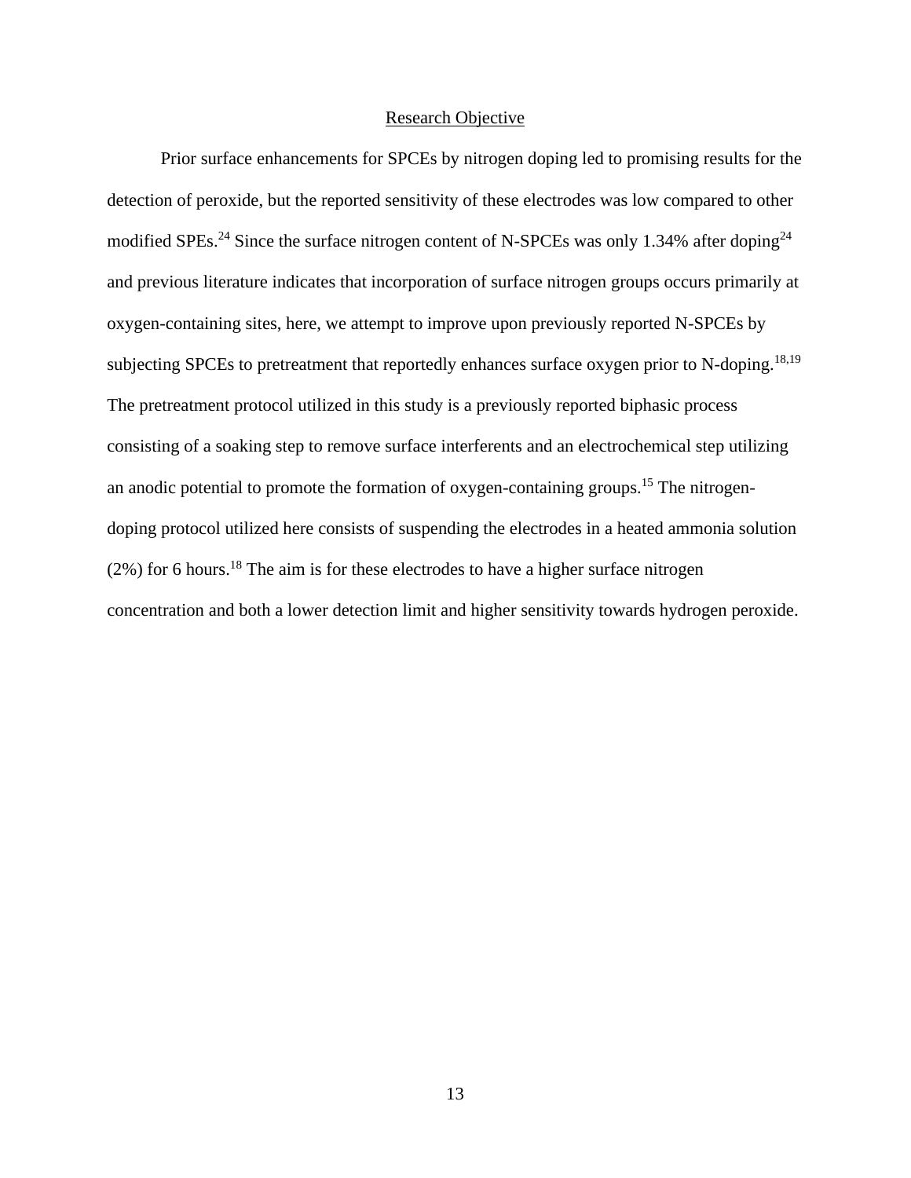## Research Objective

Prior surface enhancements for SPCEs by nitrogen doping led to promising results for the detection of peroxide, but the reported sensitivity of these electrodes was low compared to other modified SPEs.[24] Since the surface nitrogen content of N-SPCEs was only 1.34% after doping[24] and previous literature indicates that incorporation of surface nitrogen groups occurs primarily at oxygen-containing sites, here, we attempt to improve upon previously reported N-SPCEs by subjecting SPCEs to pretreatment that reportedly enhances surface oxygen prior to N-doping.[18,19] The pretreatment protocol utilized in this study is a previously reported biphasic process consisting of a soaking step to remove surface interferents and an electrochemical step utilizing an anodic potential to promote the formation of oxygen-containing groups.[15] The nitrogen-doping protocol utilized here consists of suspending the electrodes in a heated ammonia solution (2%) for 6 hours.[18] The aim is for these electrodes to have a higher surface nitrogen concentration and both a lower detection limit and higher sensitivity towards hydrogen peroxide.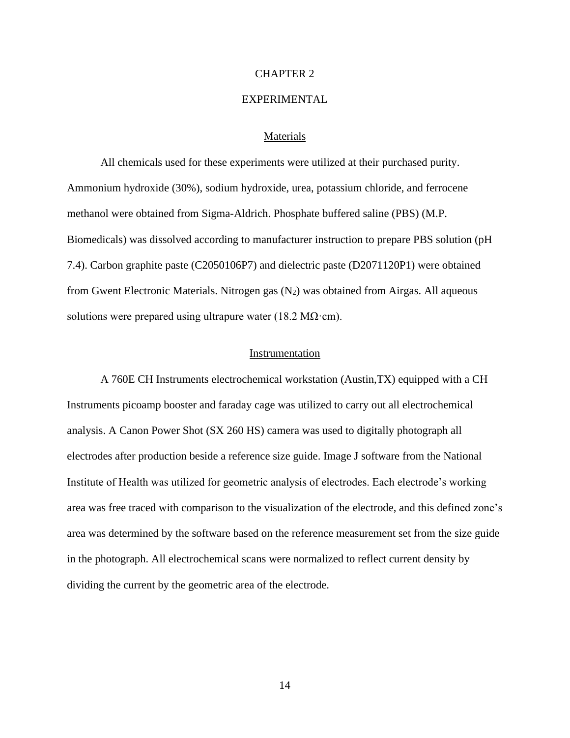# CHAPTER 2

# EXPERIMENTAL

## Materials

All chemicals used for these experiments were utilized at their purchased purity. Ammonium hydroxide (30%), sodium hydroxide, urea, potassium chloride, and ferrocene methanol were obtained from Sigma-Aldrich. Phosphate buffered saline (PBS) (M.P. Biomedicals) was dissolved according to manufacturer instruction to prepare PBS solution (pH 7.4). Carbon graphite paste (C2050106P7) and dielectric paste (D2071120P1) were obtained from Gwent Electronic Materials. Nitrogen gas ($N_2$) was obtained from Airgas. All aqueous solutions were prepared using ultrapure water (18.2 MΩ·cm).

## Instrumentation

A 760E CH Instruments electrochemical workstation (Austin,TX) equipped with a CH Instruments picoamp booster and faraday cage was utilized to carry out all electrochemical analysis. A Canon Power Shot (SX 260 HS) camera was used to digitally photograph all electrodes after production beside a reference size guide. Image J software from the National Institute of Health was utilized for geometric analysis of electrodes. Each electrode's working area was free traced with comparison to the visualization of the electrode, and this defined zone's area was determined by the software based on the reference measurement set from the size guide in the photograph. All electrochemical scans were normalized to reflect current density by dividing the current by the geometric area of the electrode.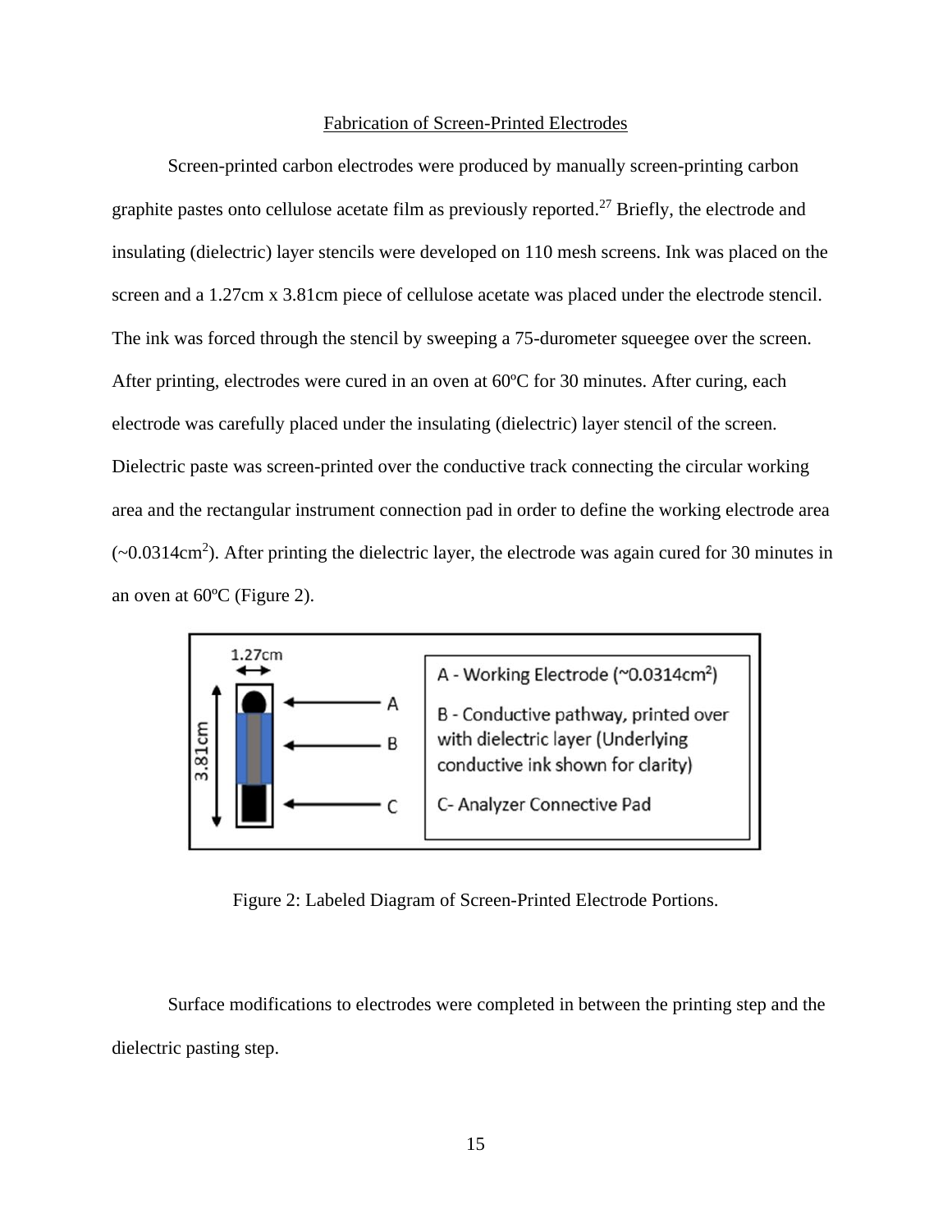## Fabrication of Screen-Printed Electrodes

Screen-printed carbon electrodes were produced by manually screen-printing carbon graphite pastes onto cellulose acetate film as previously reported.[27] Briefly, the electrode and insulating (dielectric) layer stencils were developed on 110 mesh screens. Ink was placed on the screen and a 1.27cm x 3.81cm piece of cellulose acetate was placed under the electrode stencil. The ink was forced through the stencil by sweeping a 75-durometer squeegee over the screen. After printing, electrodes were cured in an oven at 60ºC for 30 minutes. After curing, each electrode was carefully placed under the insulating (dielectric) layer stencil of the screen. Dielectric paste was screen-printed over the conductive track connecting the circular working area and the rectangular instrument connection pad in order to define the working electrode area (~0.0314cm$^2$). After printing the dielectric layer, the electrode was again cured for 30 minutes in an oven at 60ºC (Figure 2).

Figure 2: Labeled Diagram of Screen-Printed Electrode Portions.

Surface modifications to electrodes were completed in between the printing step and the dielectric pasting step.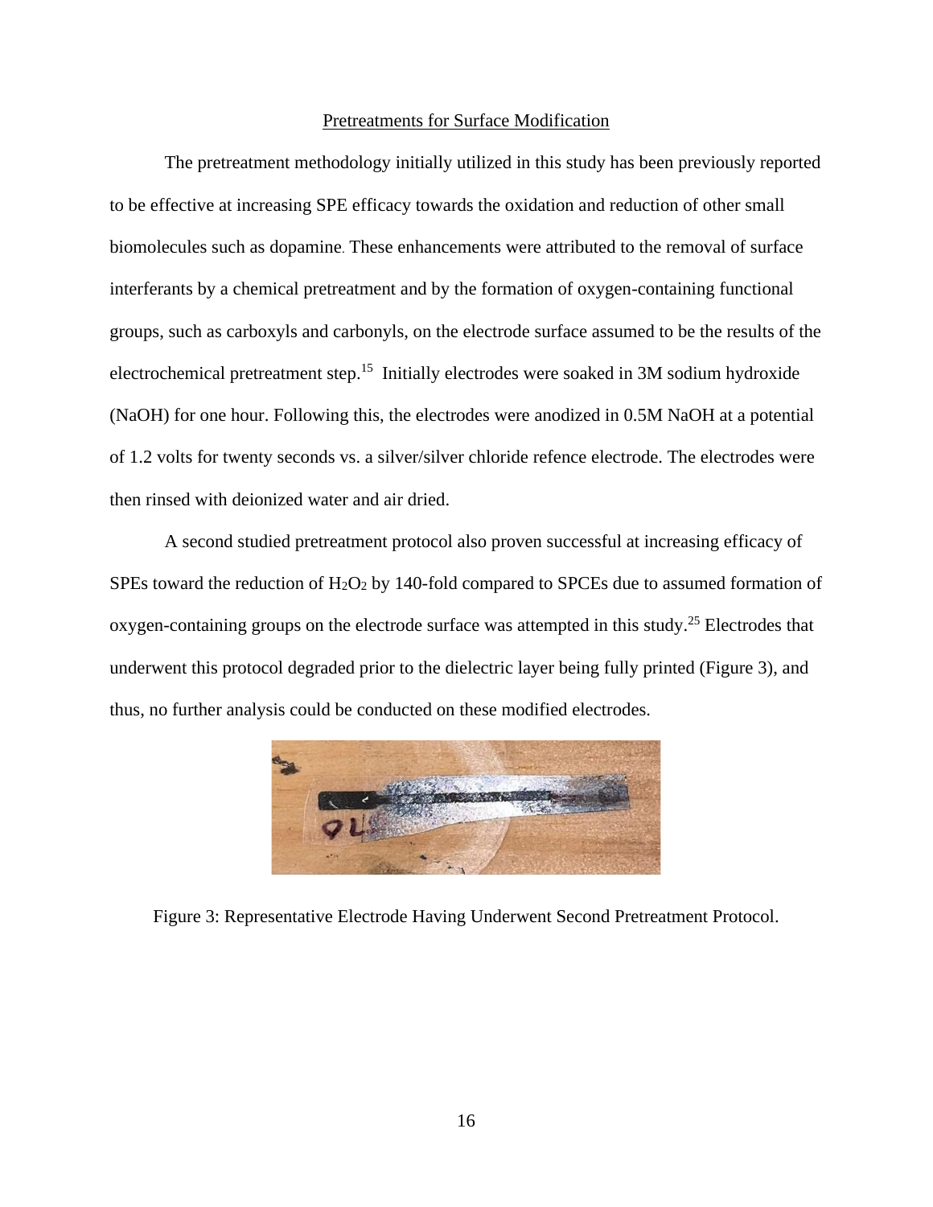## Pretreatments for Surface Modification

The pretreatment methodology initially utilized in this study has been previously reported to be effective at increasing SPE efficacy towards the oxidation and reduction of other small biomolecules such as dopamine. These enhancements were attributed to the removal of surface interferants by a chemical pretreatment and by the formation of oxygen-containing functional groups, such as carboxyls and carbonyls, on the electrode surface assumed to be the results of the electrochemical pretreatment step.[15] Initially electrodes were soaked in 3M sodium hydroxide (NaOH) for one hour. Following this, the electrodes were anodized in 0.5M NaOH at a potential of 1.2 volts for twenty seconds vs. a silver/silver chloride refence electrode. The electrodes were then rinsed with deionized water and air dried.

A second studied pretreatment protocol also proven successful at increasing efficacy of SPEs toward the reduction of $H_2O_2$ by 140-fold compared to SPCEs due to assumed formation of oxygen-containing groups on the electrode surface was attempted in this study.[25] Electrodes that underwent this protocol degraded prior to the dielectric layer being fully printed (Figure 3), and thus, no further analysis could be conducted on these modified electrodes.

Figure 3: Representative Electrode Having Underwent Second Pretreatment Protocol.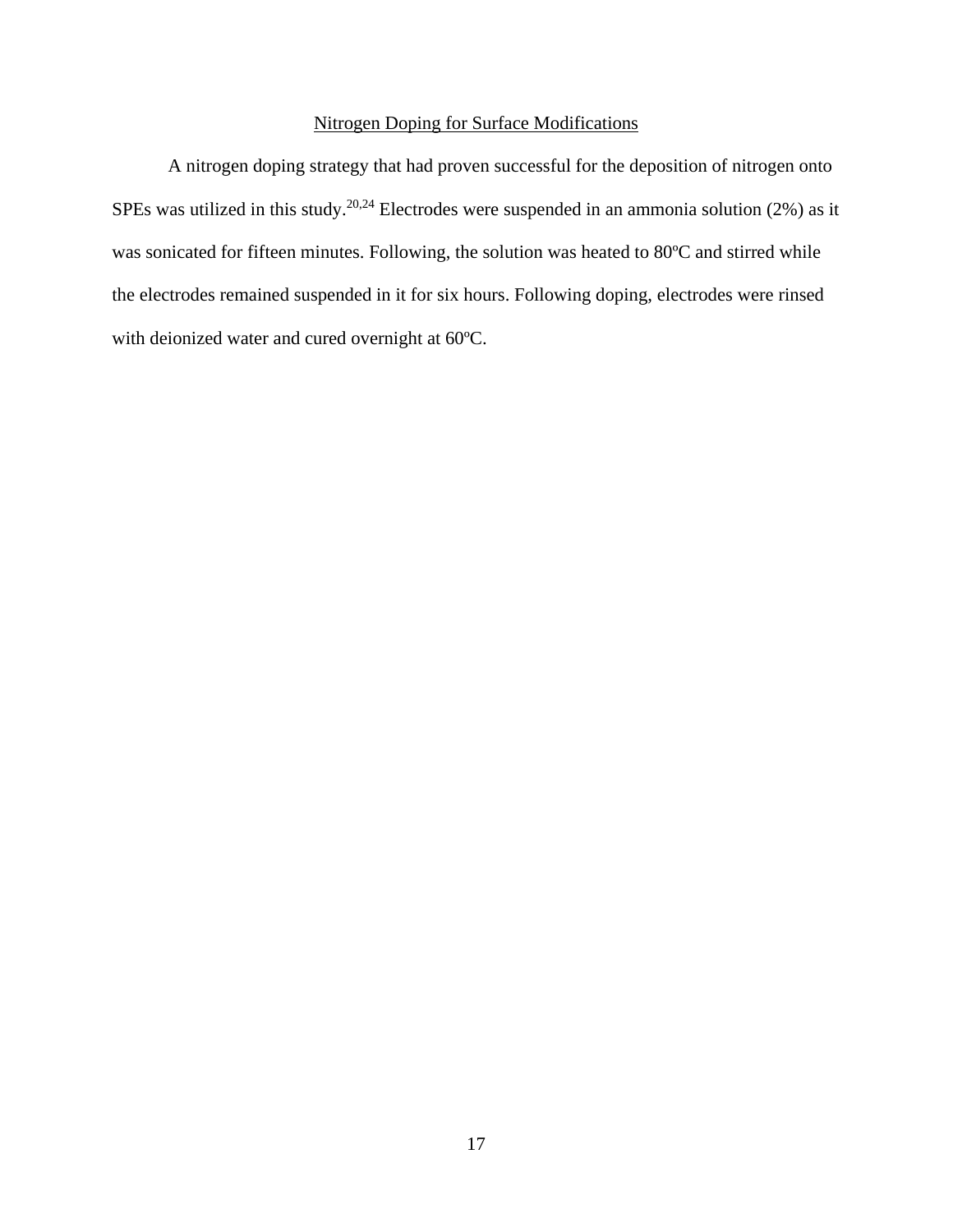## Nitrogen Doping for Surface Modifications

A nitrogen doping strategy that had proven successful for the deposition of nitrogen onto SPEs was utilized in this study.[20,24] Electrodes were suspended in an ammonia solution (2%) as it was sonicated for fifteen minutes. Following, the solution was heated to 80ºC and stirred while the electrodes remained suspended in it for six hours. Following doping, electrodes were rinsed with deionized water and cured overnight at 60ºC.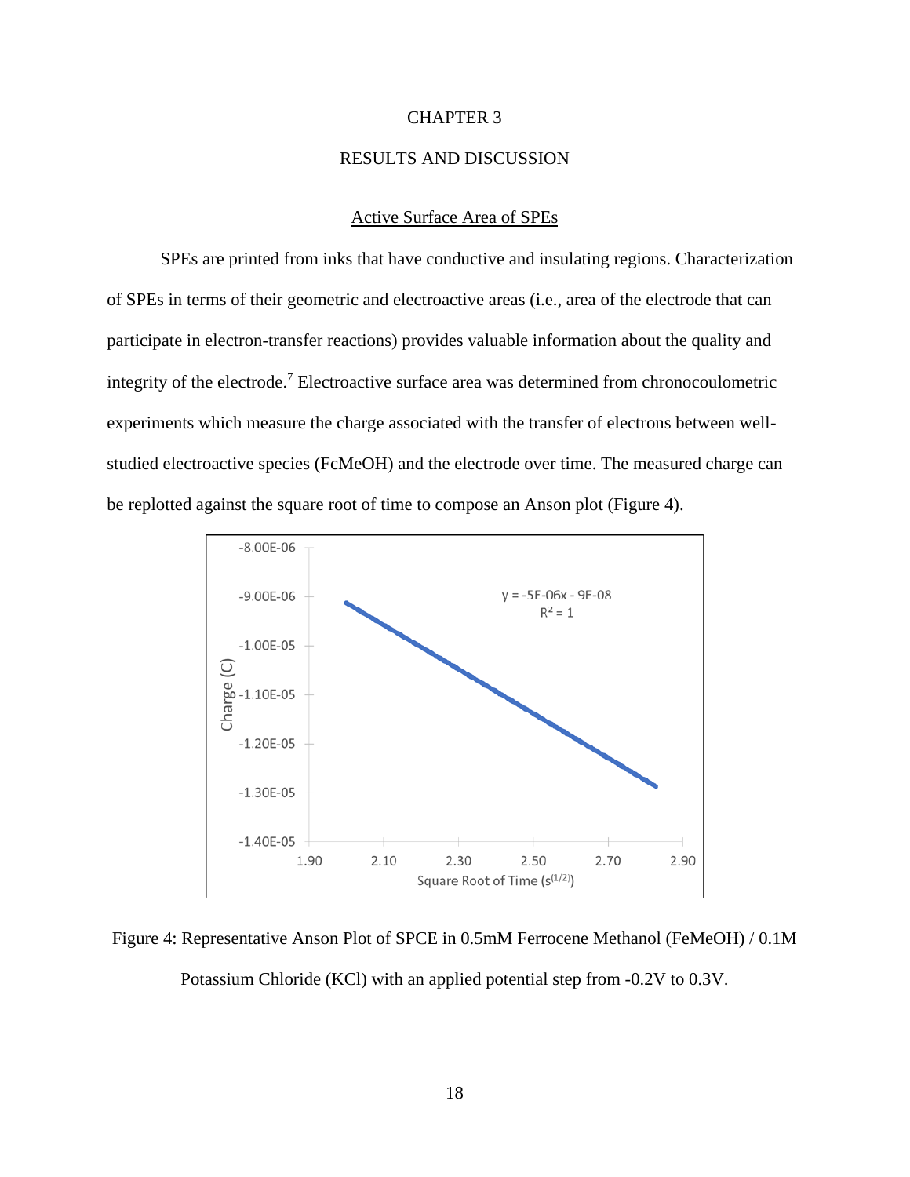# CHAPTER 3

# RESULTS AND DISCUSSION

## Active Surface Area of SPEs

SPEs are printed from inks that have conductive and insulating regions. Characterization of SPEs in terms of their geometric and electroactive areas (i.e., area of the electrode that can participate in electron-transfer reactions) provides valuable information about the quality and integrity of the electrode.[7] Electroactive surface area was determined from chronocoulometric experiments which measure the charge associated with the transfer of electrons between well-studied electroactive species (FcMeOH) and the electrode over time. The measured charge can be replotted against the square root of time to compose an Anson plot (Figure 4).

Figure 4: Representative Anson Plot of SPCE in 0.5mM Ferrocene Methanol (FeMeOH) / 0.1M Potassium Chloride (KCl) with an applied potential step from -0.2V to 0.3V.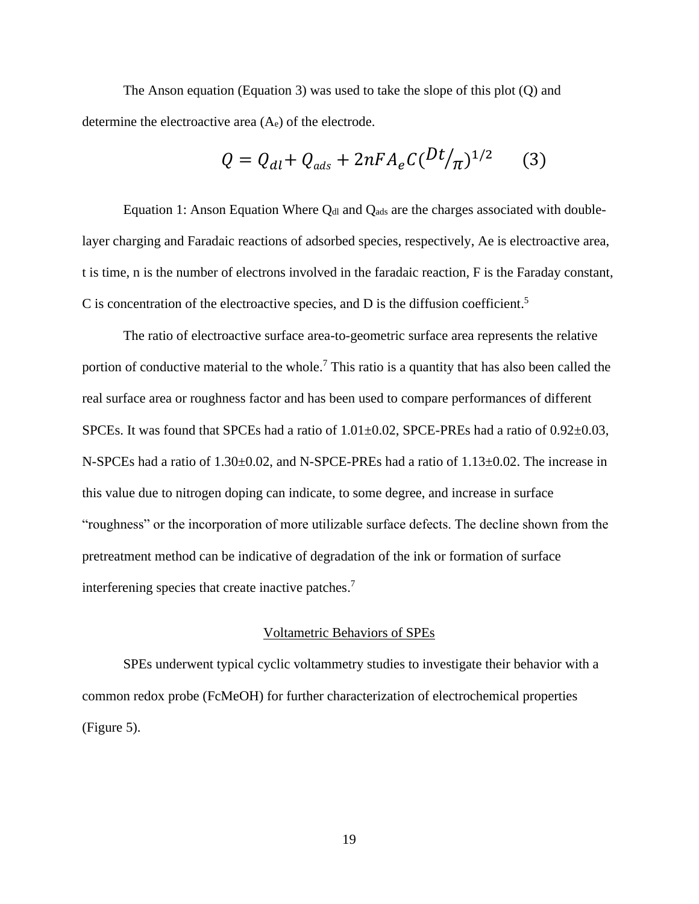The Anson equation (Equation 3) was used to take the slope of this plot (Q) and determine the electroactive area ($A_e$) of the electrode.

$$Q = Q_{dl} + Q_{ads} + 2nFA_eC(Dt/\pi)^{1/2} \qquad (3)$$

Equation 1: Anson Equation Where $Q_{dl}$ and $Q_{ads}$ are the charges associated with double-layer charging and Faradaic reactions of adsorbed species, respectively, Ae is electroactive area, t is time, n is the number of electrons involved in the faradaic reaction, F is the Faraday constant, C is concentration of the electroactive species, and D is the diffusion coefficient.[5]

The ratio of electroactive surface area-to-geometric surface area represents the relative portion of conductive material to the whole.[7] This ratio is a quantity that has also been called the real surface area or roughness factor and has been used to compare performances of different SPCEs. It was found that SPCEs had a ratio of 1.01±0.02, SPCE-PREs had a ratio of 0.92±0.03, N-SPCEs had a ratio of 1.30±0.02, and N-SPCE-PREs had a ratio of 1.13±0.02. The increase in this value due to nitrogen doping can indicate, to some degree, and increase in surface "roughness" or the incorporation of more utilizable surface defects. The decline shown from the pretreatment method can be indicative of degradation of the ink or formation of surface interferening species that create inactive patches.[7]

## Voltametric Behaviors of SPEs

SPEs underwent typical cyclic voltammetry studies to investigate their behavior with a common redox probe (FcMeOH) for further characterization of electrochemical properties (Figure 5).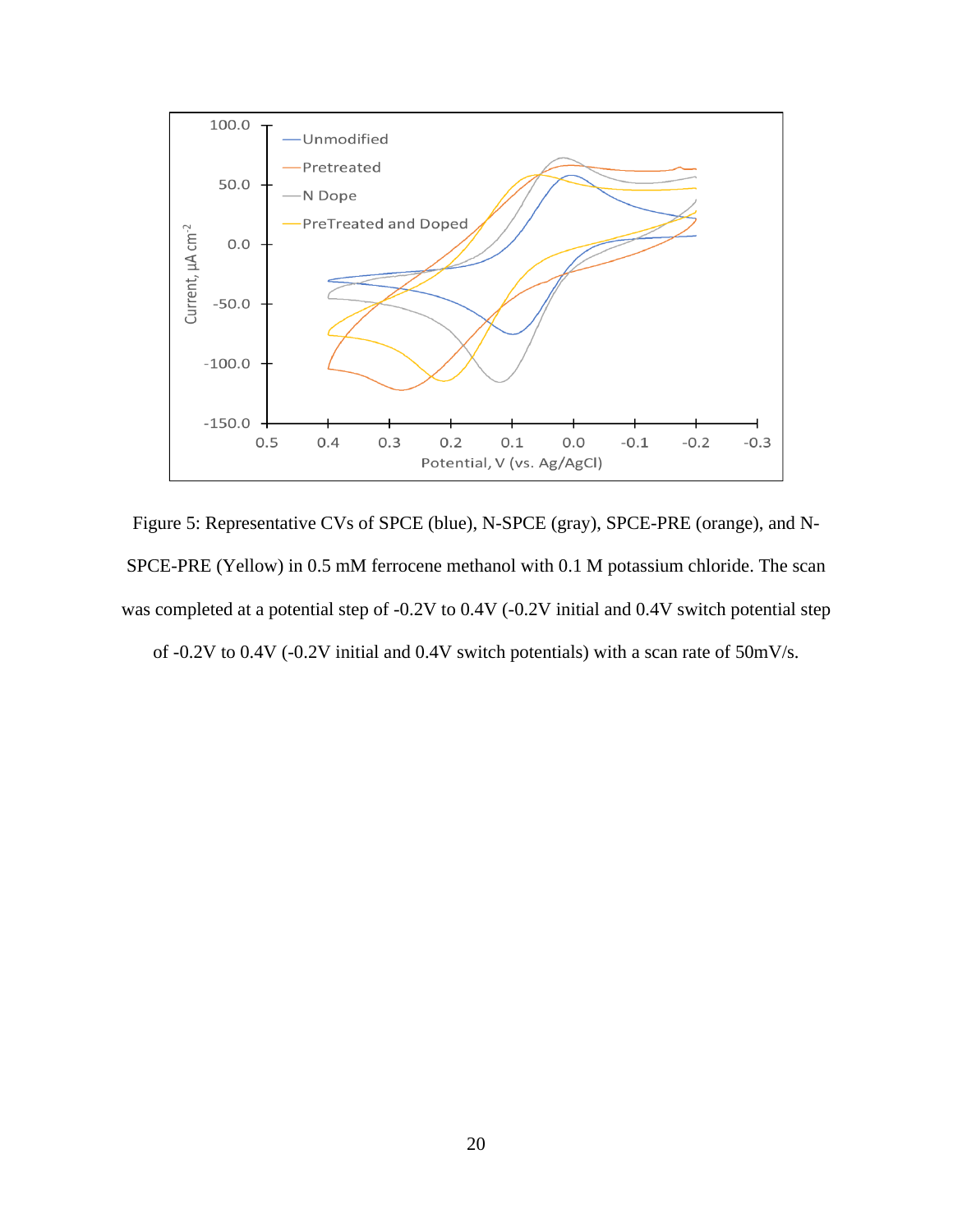Figure 5: Representative CVs of SPCE (blue), N-SPCE (gray), SPCE-PRE (orange), and N-SPCE-PRE (Yellow) in 0.5 mM ferrocene methanol with 0.1 M potassium chloride. The scan was completed at a potential step of -0.2V to 0.4V (-0.2V initial and 0.4V switch potential step of -0.2V to 0.4V (-0.2V initial and 0.4V switch potentials) with a scan rate of 50mV/s.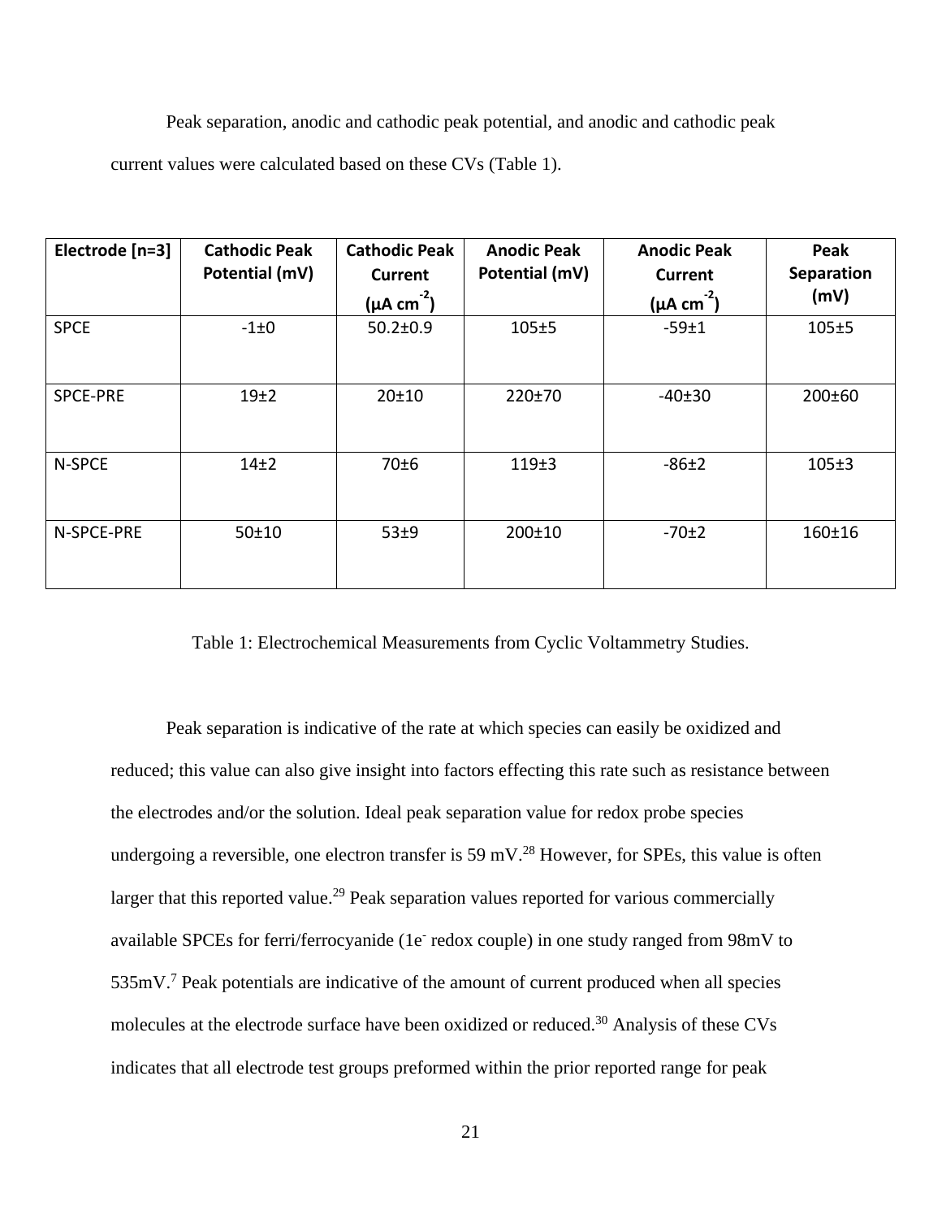Peak separation, anodic and cathodic peak potential, and anodic and cathodic peak current values were calculated based on these CVs (Table 1).

| Electrode [n=3] | Cathodic Peak Potential (mV) | Cathodic Peak Current ($\mu A\ cm^{-2}$) | Anodic Peak Potential (mV) | Anodic Peak Current ($\mu A\ cm^{-2}$) | Peak Separation (mV) |
|---|---|---|---|---|---|
| SPCE | -1±0 | 50.2±0.9 | 105±5 | -59±1 | 105±5 |
| SPCE-PRE | 19±2 | 20±10 | 220±70 | -40±30 | 200±60 |
| N-SPCE | 14±2 | 70±6 | 119±3 | -86±2 | 105±3 |
| N-SPCE-PRE | 50±10 | 53±9 | 200±10 | -70±2 | 160±16 |

Table 1: Electrochemical Measurements from Cyclic Voltammetry Studies.

Peak separation is indicative of the rate at which species can easily be oxidized and reduced; this value can also give insight into factors effecting this rate such as resistance between the electrodes and/or the solution. Ideal peak separation value for redox probe species undergoing a reversible, one electron transfer is 59 mV.[28] However, for SPEs, this value is often larger that this reported value.[29] Peak separation values reported for various commercially available SPCEs for ferri/ferrocyanide ($1e^-$ redox couple) in one study ranged from 98mV to 535mV.[7] Peak potentials are indicative of the amount of current produced when all species molecules at the electrode surface have been oxidized or reduced.[30] Analysis of these CVs indicates that all electrode test groups preformed within the prior reported range for peak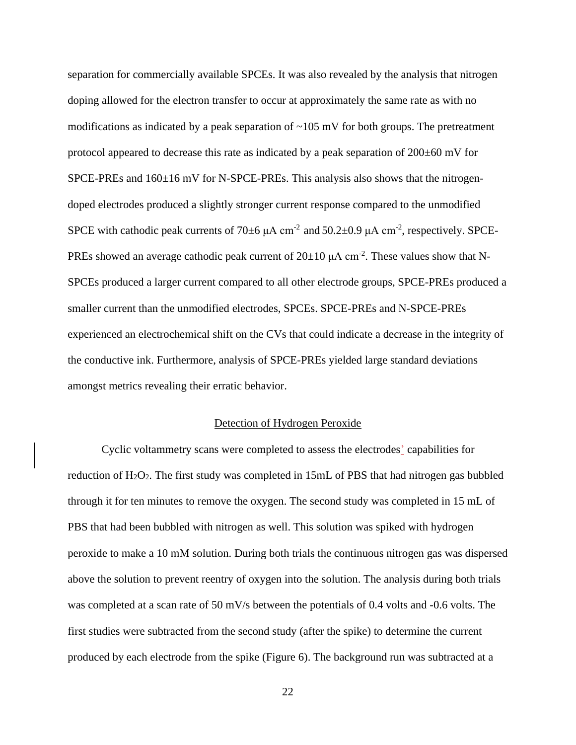separation for commercially available SPCEs. It was also revealed by the analysis that nitrogen doping allowed for the electron transfer to occur at approximately the same rate as with no modifications as indicated by a peak separation of ~105 mV for both groups. The pretreatment protocol appeared to decrease this rate as indicated by a peak separation of 200±60 mV for SPCE-PREs and 160±16 mV for N-SPCE-PREs. This analysis also shows that the nitrogen-doped electrodes produced a slightly stronger current response compared to the unmodified SPCE with cathodic peak currents of 70±6 μA $cm^{-2}$ and 50.2±0.9 μA $cm^{-2}$, respectively. SPCE-PREs showed an average cathodic peak current of 20±10 μA $cm^{-2}$. These values show that N-SPCEs produced a larger current compared to all other electrode groups, SPCE-PREs produced a smaller current than the unmodified electrodes, SPCEs. SPCE-PREs and N-SPCE-PREs experienced an electrochemical shift on the CVs that could indicate a decrease in the integrity of the conductive ink. Furthermore, analysis of SPCE-PREs yielded large standard deviations amongst metrics revealing their erratic behavior.

## Detection of Hydrogen Peroxide

Cyclic voltammetry scans were completed to assess the electrodes' capabilities for reduction of $H_2O_2$. The first study was completed in 15mL of PBS that had nitrogen gas bubbled through it for ten minutes to remove the oxygen. The second study was completed in 15 mL of PBS that had been bubbled with nitrogen as well. This solution was spiked with hydrogen peroxide to make a 10 mM solution. During both trials the continuous nitrogen gas was dispersed above the solution to prevent reentry of oxygen into the solution. The analysis during both trials was completed at a scan rate of 50 mV/s between the potentials of 0.4 volts and -0.6 volts. The first studies were subtracted from the second study (after the spike) to determine the current produced by each electrode from the spike (Figure 6). The background run was subtracted at a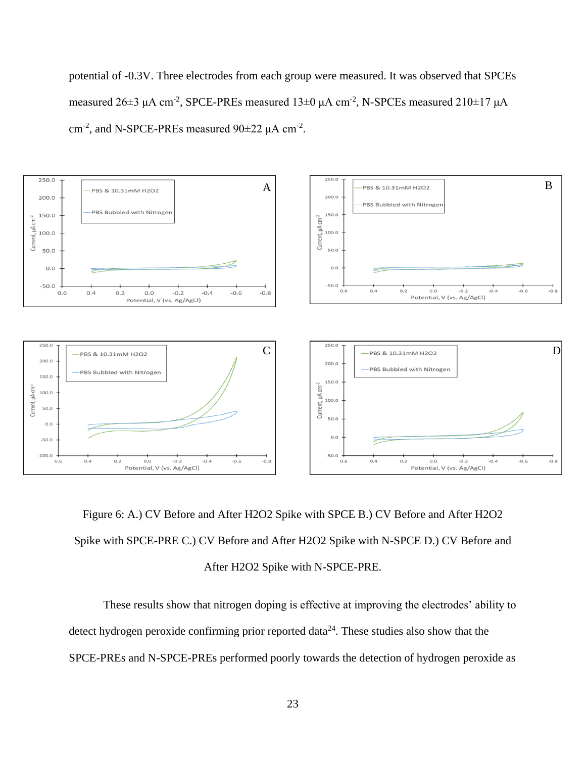potential of -0.3V. Three electrodes from each group were measured. It was observed that SPCEs measured 26±3 μA $cm^{-2}$, SPCE-PREs measured 13±0 μA $cm^{-2}$, N-SPCEs measured 210±17 μA $cm^{-2}$, and N-SPCE-PREs measured 90±22 μA $cm^{-2}$.

Figure 6: A.) CV Before and After H2O2 Spike with SPCE B.) CV Before and After H2O2 Spike with SPCE-PRE C.) CV Before and After H2O2 Spike with N-SPCE D.) CV Before and After H2O2 Spike with N-SPCE-PRE.

These results show that nitrogen doping is effective at improving the electrodes' ability to detect hydrogen peroxide confirming prior reported data[24]. These studies also show that the SPCE-PREs and N-SPCE-PREs performed poorly towards the detection of hydrogen peroxide as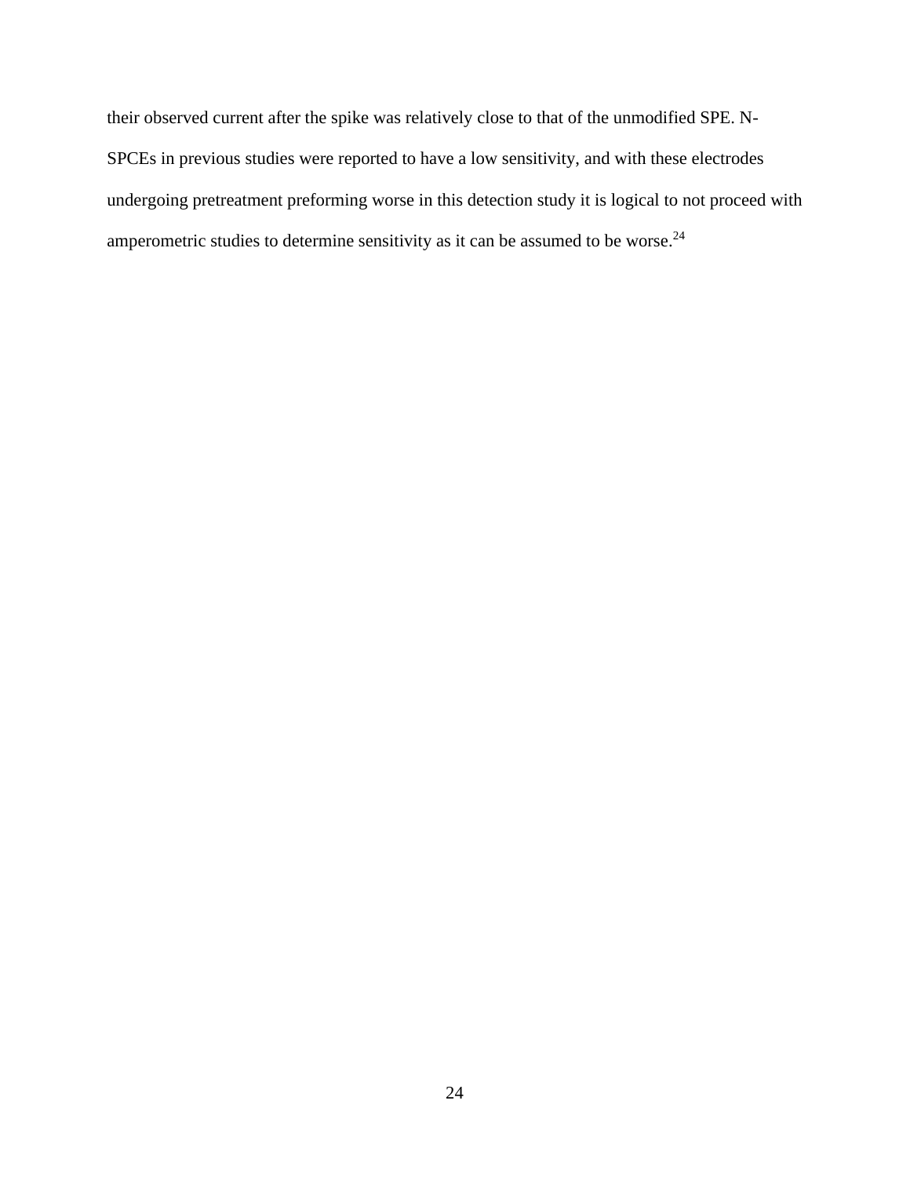their observed current after the spike was relatively close to that of the unmodified SPE. N-SPCEs in previous studies were reported to have a low sensitivity, and with these electrodes undergoing pretreatment preforming worse in this detection study it is logical to not proceed with amperometric studies to determine sensitivity as it can be assumed to be worse.[24]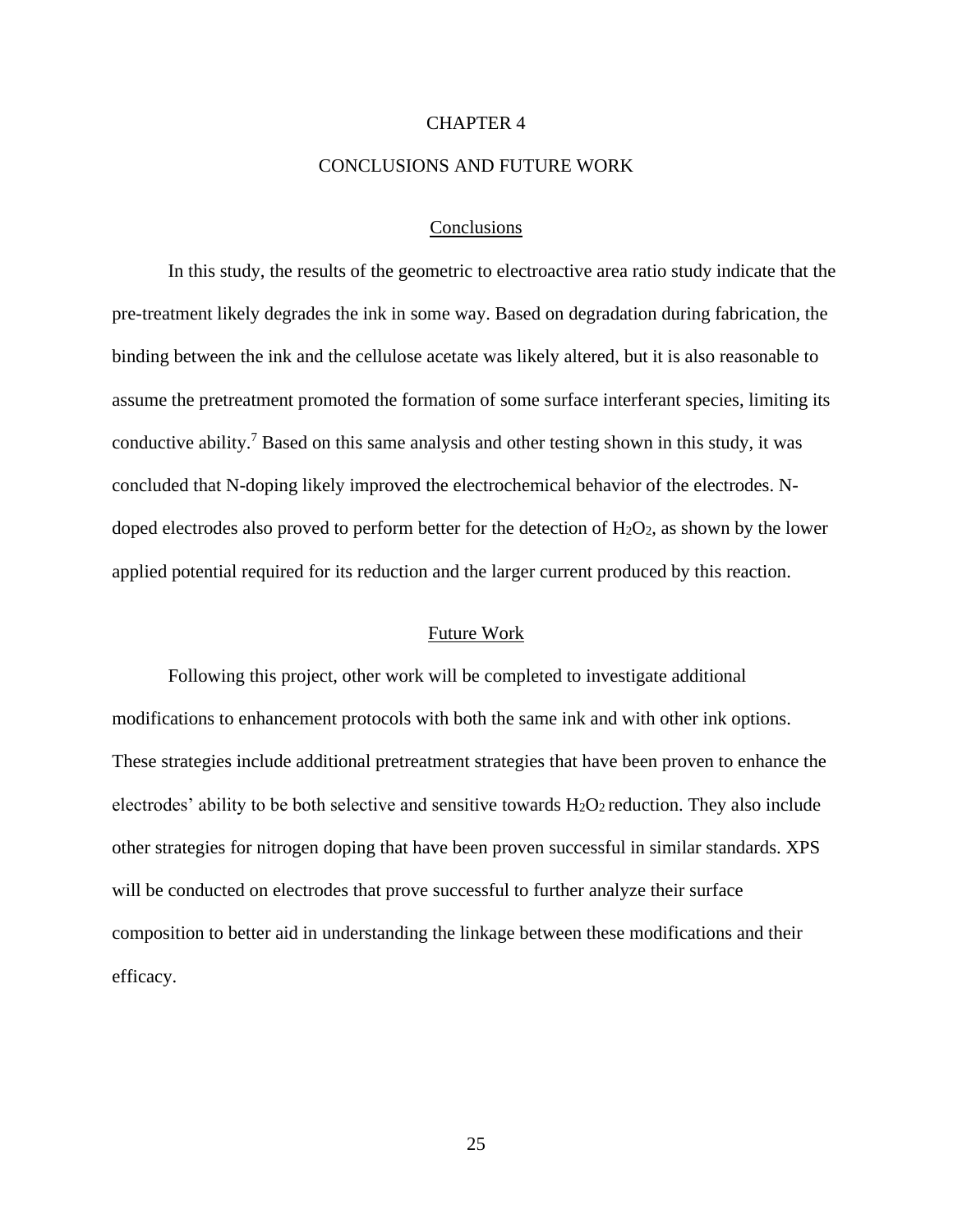# CHAPTER 4

# CONCLUSIONS AND FUTURE WORK

## Conclusions

In this study, the results of the geometric to electroactive area ratio study indicate that the pre-treatment likely degrades the ink in some way. Based on degradation during fabrication, the binding between the ink and the cellulose acetate was likely altered, but it is also reasonable to assume the pretreatment promoted the formation of some surface interferant species, limiting its conductive ability.[7] Based on this same analysis and other testing shown in this study, it was concluded that N-doping likely improved the electrochemical behavior of the electrodes. N-doped electrodes also proved to perform better for the detection of $H_2O_2$, as shown by the lower applied potential required for its reduction and the larger current produced by this reaction.

## Future Work

Following this project, other work will be completed to investigate additional modifications to enhancement protocols with both the same ink and with other ink options. These strategies include additional pretreatment strategies that have been proven to enhance the electrodes' ability to be both selective and sensitive towards $H_2O_2$ reduction. They also include other strategies for nitrogen doping that have been proven successful in similar standards. XPS will be conducted on electrodes that prove successful to further analyze their surface composition to better aid in understanding the linkage between these modifications and their efficacy.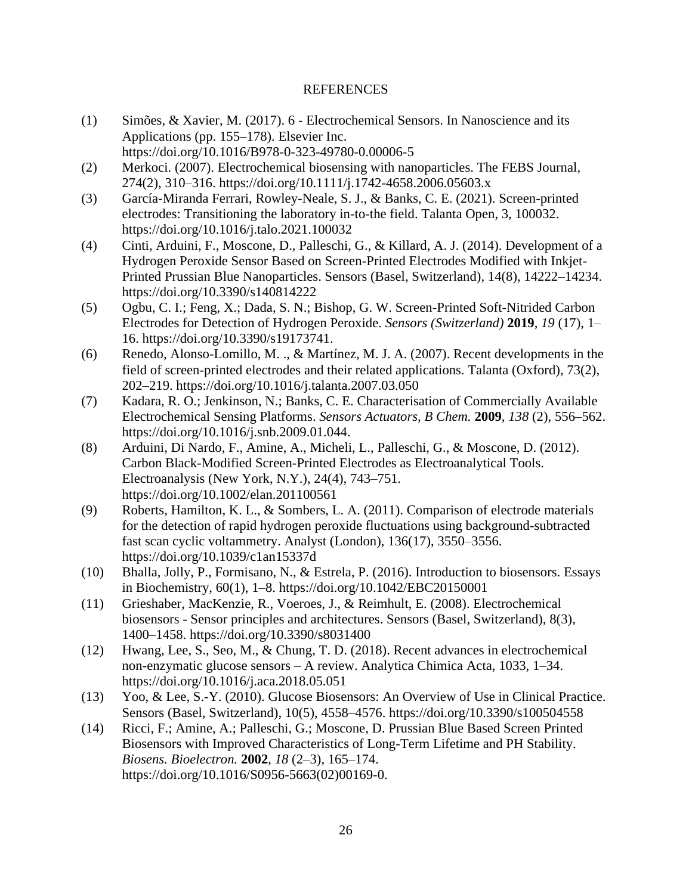# REFERENCES

(1) Simões, & Xavier, M. (2017). 6 - Electrochemical Sensors. In Nanoscience and its Applications (pp. 155–178). Elsevier Inc. https://doi.org/10.1016/B978-0-323-49780-0.00006-5

(2) Merkoci. (2007). Electrochemical biosensing with nanoparticles. The FEBS Journal, 274(2), 310–316. https://doi.org/10.1111/j.1742-4658.2006.05603.x

(3) García-Miranda Ferrari, Rowley-Neale, S. J., & Banks, C. E. (2021). Screen-printed electrodes: Transitioning the laboratory in-to-the field. Talanta Open, 3, 100032. https://doi.org/10.1016/j.talo.2021.100032

(4) Cinti, Arduini, F., Moscone, D., Palleschi, G., & Killard, A. J. (2014). Development of a Hydrogen Peroxide Sensor Based on Screen-Printed Electrodes Modified with Inkjet-Printed Prussian Blue Nanoparticles. Sensors (Basel, Switzerland), 14(8), 14222–14234. https://doi.org/10.3390/s140814222

(5) Ogbu, C. I.; Feng, X.; Dada, S. N.; Bishop, G. W. Screen-Printed Soft-Nitrided Carbon Electrodes for Detection of Hydrogen Peroxide. *Sensors (Switzerland)* **2019**, *19* (17), 1–16. https://doi.org/10.3390/s19173741.

(6) Renedo, Alonso-Lomillo, M. ., & Martínez, M. J. A. (2007). Recent developments in the field of screen-printed electrodes and their related applications. Talanta (Oxford), 73(2), 202–219. https://doi.org/10.1016/j.talanta.2007.03.050

(7) Kadara, R. O.; Jenkinson, N.; Banks, C. E. Characterisation of Commercially Available Electrochemical Sensing Platforms. *Sensors Actuators, B Chem.* **2009**, *138* (2), 556–562. https://doi.org/10.1016/j.snb.2009.01.044.

(8) Arduini, Di Nardo, F., Amine, A., Micheli, L., Palleschi, G., & Moscone, D. (2012). Carbon Black-Modified Screen-Printed Electrodes as Electroanalytical Tools. Electroanalysis (New York, N.Y.), 24(4), 743–751. https://doi.org/10.1002/elan.201100561

(9) Roberts, Hamilton, K. L., & Sombers, L. A. (2011). Comparison of electrode materials for the detection of rapid hydrogen peroxide fluctuations using background-subtracted fast scan cyclic voltammetry. Analyst (London), 136(17), 3550–3556. https://doi.org/10.1039/c1an15337d

(10) Bhalla, Jolly, P., Formisano, N., & Estrela, P. (2016). Introduction to biosensors. Essays in Biochemistry, 60(1), 1–8. https://doi.org/10.1042/EBC20150001

(11) Grieshaber, MacKenzie, R., Voeroes, J., & Reimhult, E. (2008). Electrochemical biosensors - Sensor principles and architectures. Sensors (Basel, Switzerland), 8(3), 1400–1458. https://doi.org/10.3390/s8031400

(12) Hwang, Lee, S., Seo, M., & Chung, T. D. (2018). Recent advances in electrochemical non-enzymatic glucose sensors – A review. Analytica Chimica Acta, 1033, 1–34. https://doi.org/10.1016/j.aca.2018.05.051

(13) Yoo, & Lee, S.-Y. (2010). Glucose Biosensors: An Overview of Use in Clinical Practice. Sensors (Basel, Switzerland), 10(5), 4558–4576. https://doi.org/10.3390/s100504558

(14) Ricci, F.; Amine, A.; Palleschi, G.; Moscone, D. Prussian Blue Based Screen Printed Biosensors with Improved Characteristics of Long-Term Lifetime and PH Stability. *Biosens. Bioelectron.* **2002**, *18* (2–3), 165–174. https://doi.org/10.1016/S0956-5663(02)00169-0.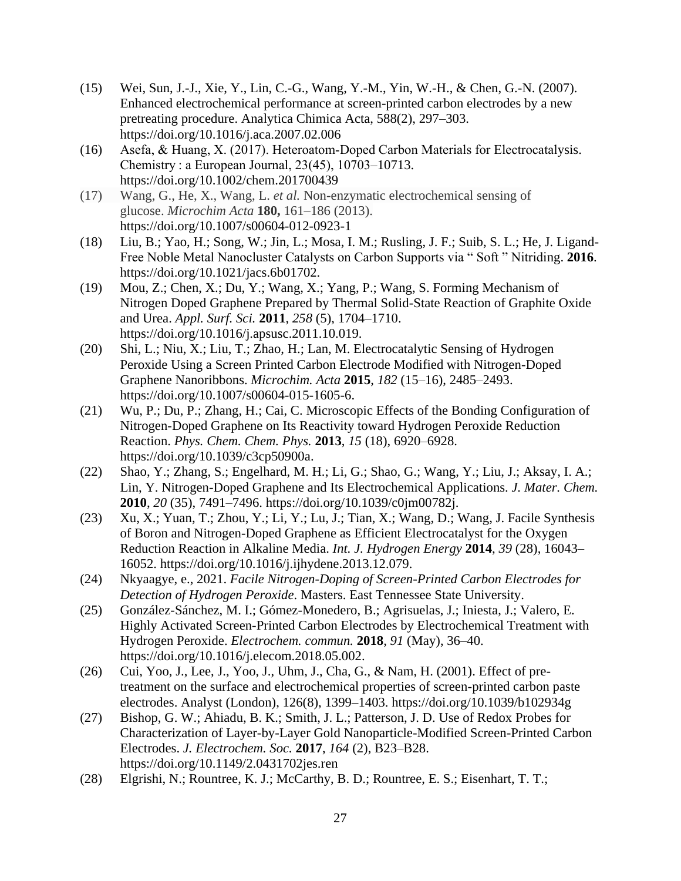(15) Wei, Sun, J.-J., Xie, Y., Lin, C.-G., Wang, Y.-M., Yin, W.-H., & Chen, G.-N. (2007). Enhanced electrochemical performance at screen-printed carbon electrodes by a new pretreating procedure. Analytica Chimica Acta, 588(2), 297–303. https://doi.org/10.1016/j.aca.2007.02.006

(16) Asefa, & Huang, X. (2017). Heteroatom-Doped Carbon Materials for Electrocatalysis. Chemistry : a European Journal, 23(45), 10703–10713. https://doi.org/10.1002/chem.201700439

(17) Wang, G., He, X., Wang, L. *et al.* Non-enzymatic electrochemical sensing of glucose. *Microchim Acta* **180,** 161–186 (2013). https://doi.org/10.1007/s00604-012-0923-1

(18) Liu, B.; Yao, H.; Song, W.; Jin, L.; Mosa, I. M.; Rusling, J. F.; Suib, S. L.; He, J. Ligand-Free Noble Metal Nanocluster Catalysts on Carbon Supports via " Soft " Nitriding. **2016**. https://doi.org/10.1021/jacs.6b01702.

(19) Mou, Z.; Chen, X.; Du, Y.; Wang, X.; Yang, P.; Wang, S. Forming Mechanism of Nitrogen Doped Graphene Prepared by Thermal Solid-State Reaction of Graphite Oxide and Urea. *Appl. Surf. Sci.* **2011**, *258* (5), 1704–1710. https://doi.org/10.1016/j.apsusc.2011.10.019.

(20) Shi, L.; Niu, X.; Liu, T.; Zhao, H.; Lan, M. Electrocatalytic Sensing of Hydrogen Peroxide Using a Screen Printed Carbon Electrode Modified with Nitrogen-Doped Graphene Nanoribbons. *Microchim. Acta* **2015**, *182* (15–16), 2485–2493. https://doi.org/10.1007/s00604-015-1605-6.

(21) Wu, P.; Du, P.; Zhang, H.; Cai, C. Microscopic Effects of the Bonding Configuration of Nitrogen-Doped Graphene on Its Reactivity toward Hydrogen Peroxide Reduction Reaction. *Phys. Chem. Chem. Phys.* **2013**, *15* (18), 6920–6928. https://doi.org/10.1039/c3cp50900a.

(22) Shao, Y.; Zhang, S.; Engelhard, M. H.; Li, G.; Shao, G.; Wang, Y.; Liu, J.; Aksay, I. A.; Lin, Y. Nitrogen-Doped Graphene and Its Electrochemical Applications. *J. Mater. Chem.* **2010**, *20* (35), 7491–7496. https://doi.org/10.1039/c0jm00782j.

(23) Xu, X.; Yuan, T.; Zhou, Y.; Li, Y.; Lu, J.; Tian, X.; Wang, D.; Wang, J. Facile Synthesis of Boron and Nitrogen-Doped Graphene as Efficient Electrocatalyst for the Oxygen Reduction Reaction in Alkaline Media. *Int. J. Hydrogen Energy* **2014**, *39* (28), 16043–16052. https://doi.org/10.1016/j.ijhydene.2013.12.079.

(24) Nkyaagye, e., 2021. *Facile Nitrogen-Doping of Screen-Printed Carbon Electrodes for Detection of Hydrogen Peroxide*. Masters. East Tennessee State University.

(25) González-Sánchez, M. I.; Gómez-Monedero, B.; Agrisuelas, J.; Iniesta, J.; Valero, E. Highly Activated Screen-Printed Carbon Electrodes by Electrochemical Treatment with Hydrogen Peroxide. *Electrochem. commun.* **2018**, *91* (May), 36–40. https://doi.org/10.1016/j.elecom.2018.05.002.

(26) Cui, Yoo, J., Lee, J., Yoo, J., Uhm, J., Cha, G., & Nam, H. (2001). Effect of pre-treatment on the surface and electrochemical properties of screen-printed carbon paste electrodes. Analyst (London), 126(8), 1399–1403. https://doi.org/10.1039/b102934g

(27) Bishop, G. W.; Ahiadu, B. K.; Smith, J. L.; Patterson, J. D. Use of Redox Probes for Characterization of Layer-by-Layer Gold Nanoparticle-Modified Screen-Printed Carbon Electrodes. *J. Electrochem. Soc.* **2017**, *164* (2), B23–B28. https://doi.org/10.1149/2.0431702jes.ren

(28) Elgrishi, N.; Rountree, K. J.; McCarthy, B. D.; Rountree, E. S.; Eisenhart, T. T.;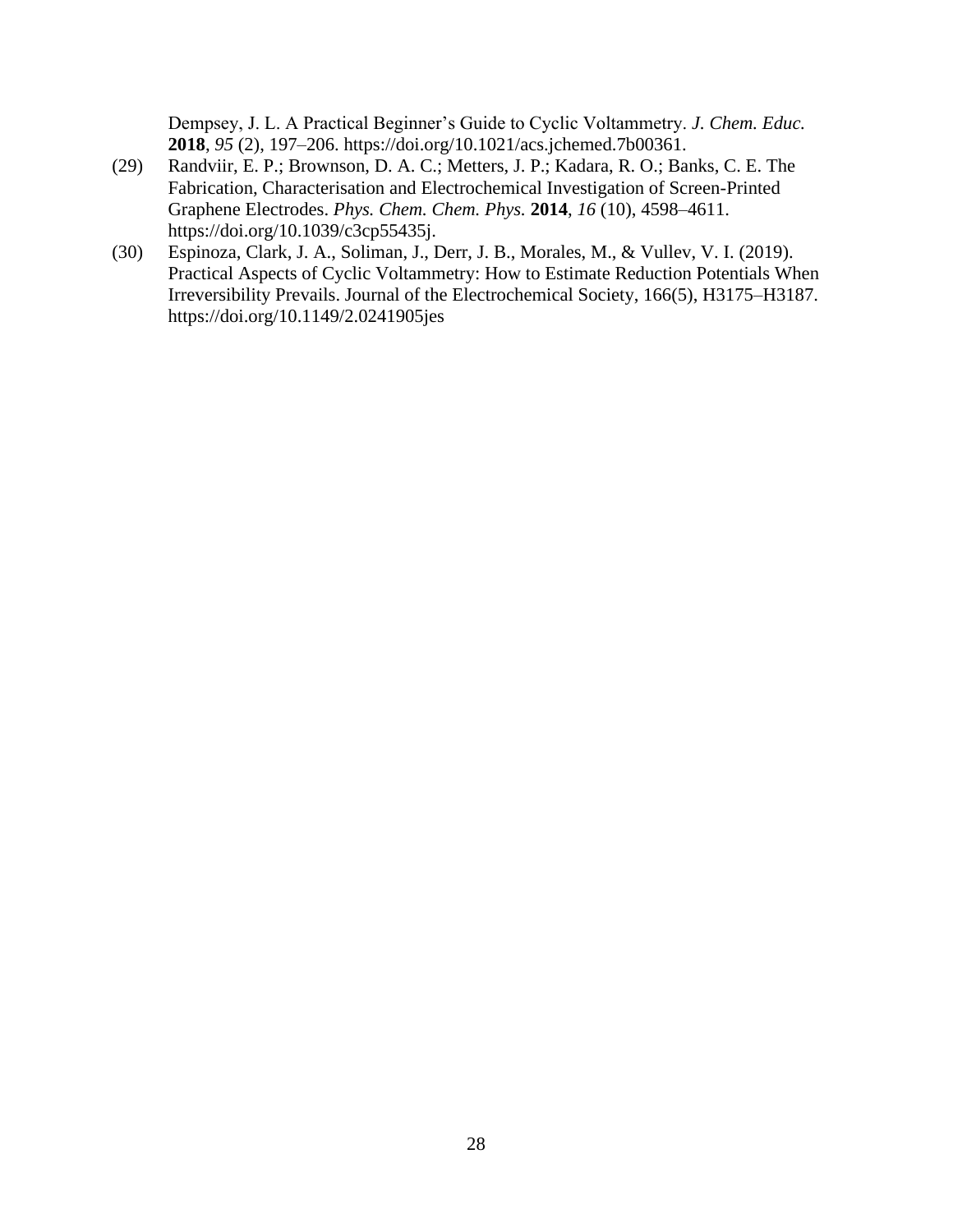Dempsey, J. L. A Practical Beginner's Guide to Cyclic Voltammetry. *J. Chem. Educ.* **2018**, *95* (2), 197–206. https://doi.org/10.1021/acs.jchemed.7b00361.

(29) Randviir, E. P.; Brownson, D. A. C.; Metters, J. P.; Kadara, R. O.; Banks, C. E. The Fabrication, Characterisation and Electrochemical Investigation of Screen-Printed Graphene Electrodes. *Phys. Chem. Chem. Phys.* **2014**, *16* (10), 4598–4611. https://doi.org/10.1039/c3cp55435j.

(30) Espinoza, Clark, J. A., Soliman, J., Derr, J. B., Morales, M., & Vullev, V. I. (2019). Practical Aspects of Cyclic Voltammetry: How to Estimate Reduction Potentials When Irreversibility Prevails. Journal of the Electrochemical Society, 166(5), H3175–H3187. https://doi.org/10.1149/2.0241905jes